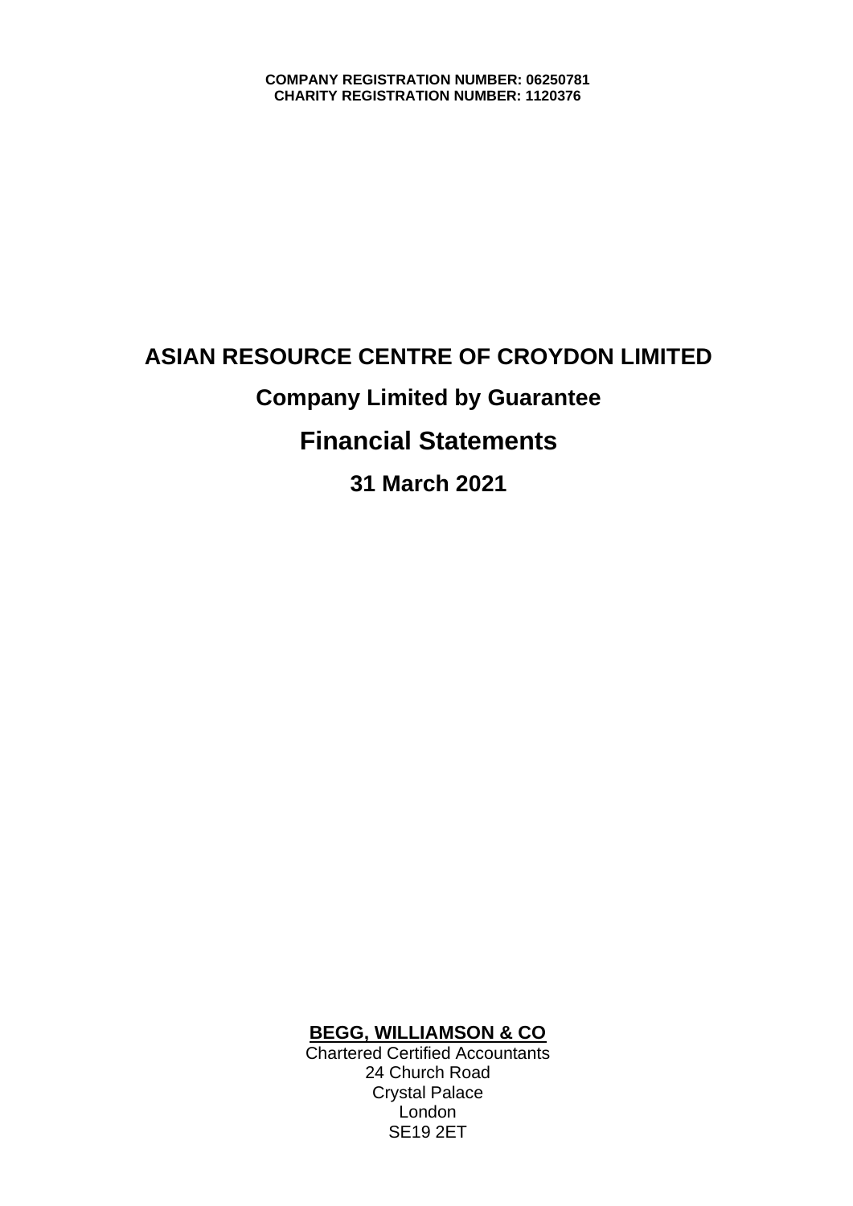**COMPANY REGISTRATION NUMBER: 06250781**
**CHARITY REGISTRATION NUMBER: 1120376**

# ASIAN RESOURCE CENTRE OF CROYDON LIMITED

## Company Limited by Guarantee

# Financial Statements

## 31 March 2021

**BEGG, WILLIAMSON & CO**
Chartered Certified Accountants
24 Church Road
Crystal Palace
London
SE19 2ET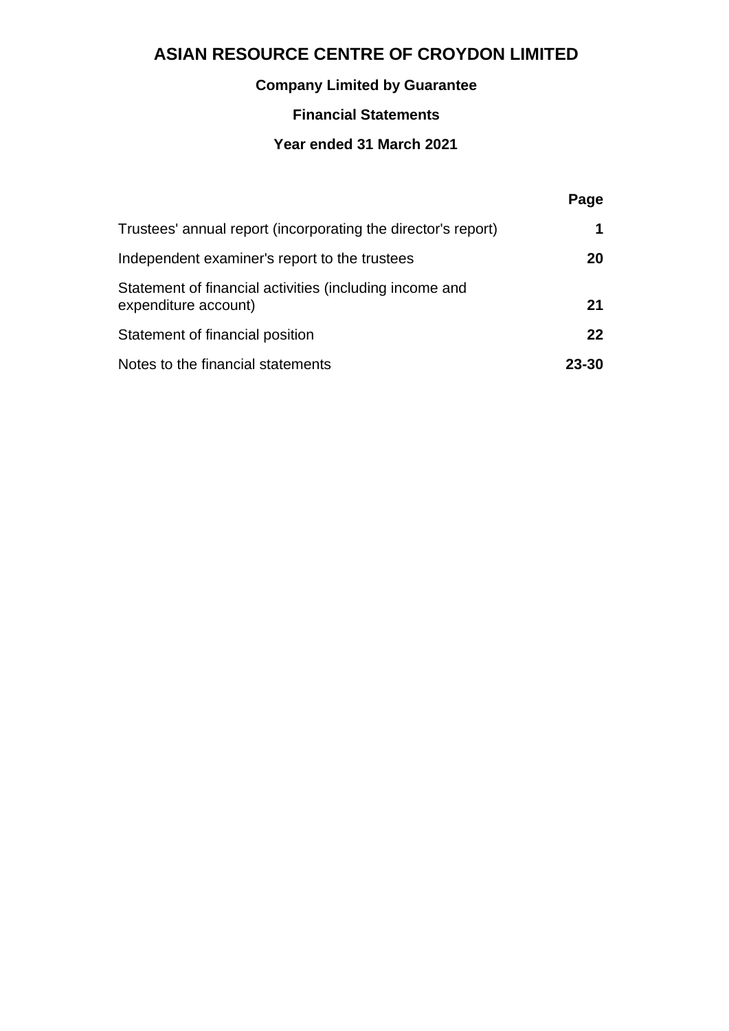# ASIAN RESOURCE CENTRE OF CROYDON LIMITED

**Company Limited by Guarantee**

**Financial Statements**

**Year ended 31 March 2021**

| | Page |
|---|---|
| Trustees' annual report (incorporating the director's report) | **1** |
| Independent examiner's report to the trustees | **20** |
| Statement of financial activities (including income and expenditure account) | **21** |
| Statement of financial position | **22** |
| Notes to the financial statements | **23-30** |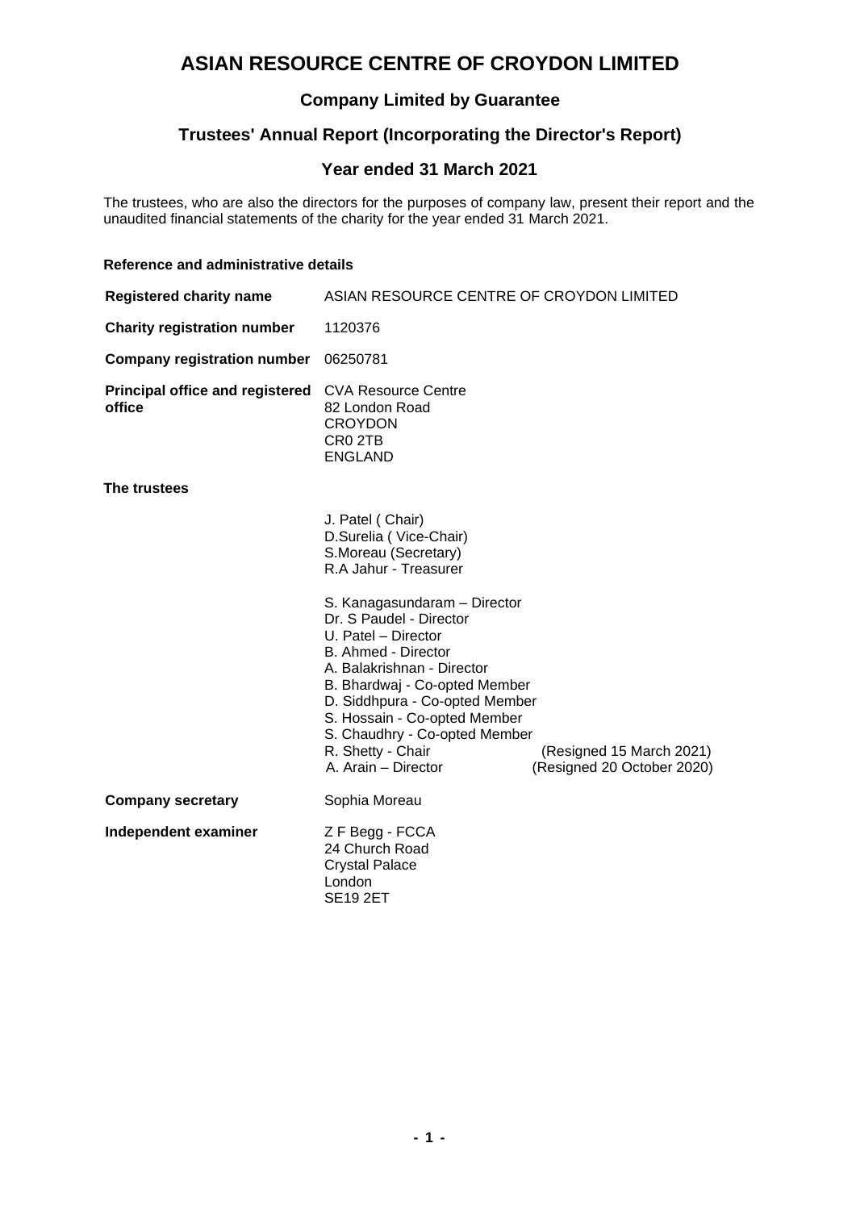# ASIAN RESOURCE CENTRE OF CROYDON LIMITED

## Company Limited by Guarantee

## Trustees' Annual Report (Incorporating the Director's Report)

## Year ended 31 March 2021

The trustees, who are also the directors for the purposes of company law, present their report and the unaudited financial statements of the charity for the year ended 31 March 2021.

### Reference and administrative details

| | | |
|---|---|---|
| **Registered charity name** | ASIAN RESOURCE CENTRE OF CROYDON LIMITED | |
| **Charity registration number** | 1120376 | |
| **Company registration number** | 06250781 | |
| **Principal office and registered office** | CVA Resource Centre<br>82 London Road<br>CROYDON<br>CR0 2TB<br>ENGLAND | |
| **The trustees** | | |
| | J. Patel ( Chair) | |
| | D.Surelia ( Vice-Chair) | |
| | S.Moreau (Secretary) | |
| | R.A Jahur - Treasurer | |
| | S. Kanagasundaram – Director | |
| | Dr. S Paudel - Director | |
| | U. Patel – Director | |
| | B. Ahmed - Director | |
| | A. Balakrishnan - Director | |
| | B. Bhardwaj - Co-opted Member | |
| | D. Siddhpura - Co-opted Member | |
| | S. Hossain - Co-opted Member | |
| | S. Chaudhry - Co-opted Member | |
| | R. Shetty - Chair | (Resigned 15 March 2021) |
| | A. Arain – Director | (Resigned 20 October 2020) |
| **Company secretary** | Sophia Moreau | |
| **Independent examiner** | Z F Begg - FCCA<br>24 Church Road<br>Crystal Palace<br>London<br>SE19 2ET | |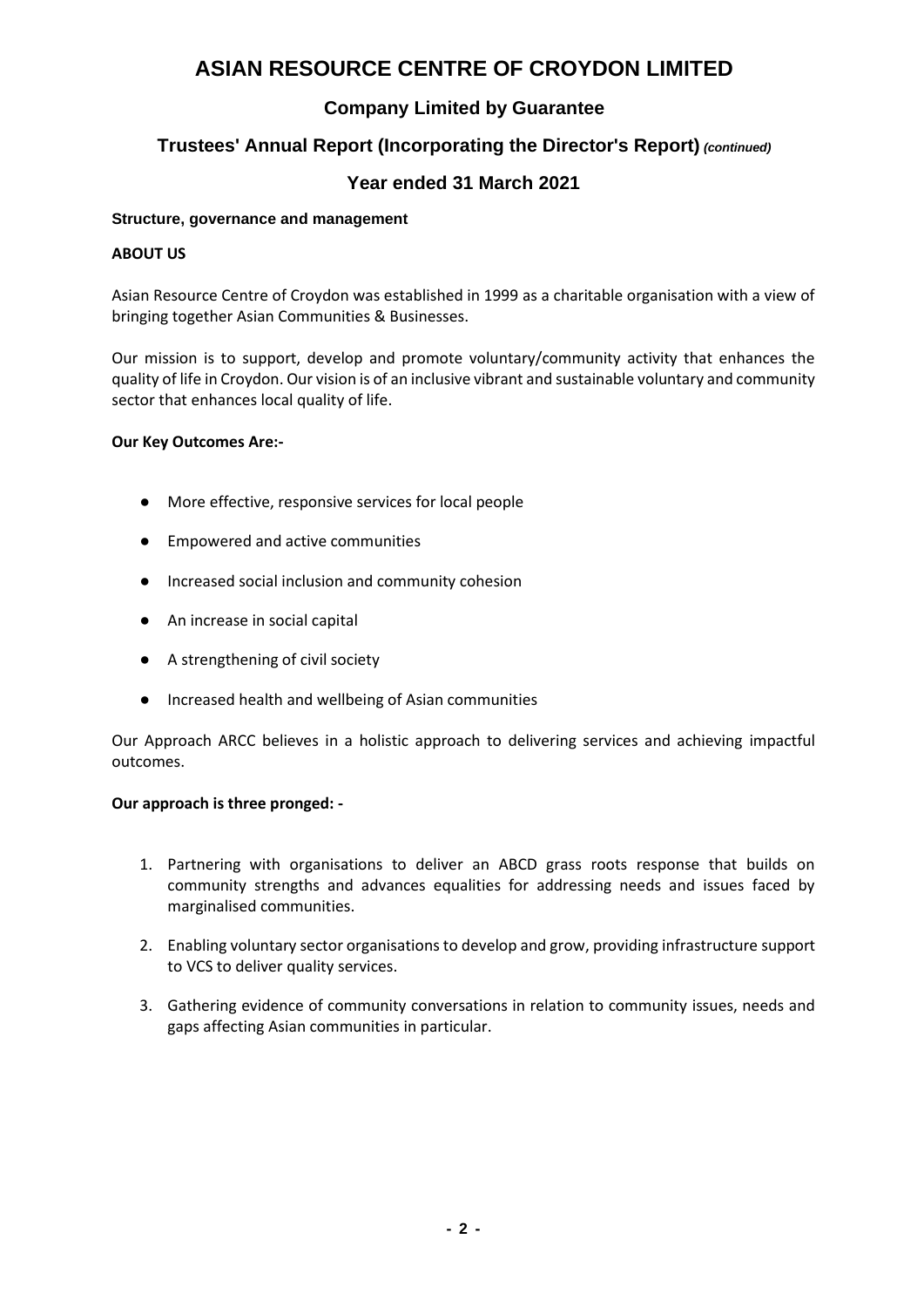# ASIAN RESOURCE CENTRE OF CROYDON LIMITED

## Company Limited by Guarantee

## Trustees' Annual Report (Incorporating the Director's Report) *(continued)*

## Year ended 31 March 2021

### Structure, governance and management

**ABOUT US**

Asian Resource Centre of Croydon was established in 1999 as a charitable organisation with a view of bringing together Asian Communities & Businesses.

Our mission is to support, develop and promote voluntary/community activity that enhances the quality of life in Croydon. Our vision is of an inclusive vibrant and sustainable voluntary and community sector that enhances local quality of life.

**Our Key Outcomes Are:-**

- More effective, responsive services for local people
- Empowered and active communities
- Increased social inclusion and community cohesion
- An increase in social capital
- A strengthening of civil society
- Increased health and wellbeing of Asian communities

Our Approach ARCC believes in a holistic approach to delivering services and achieving impactful outcomes.

**Our approach is three pronged: -**

1. Partnering with organisations to deliver an ABCD grass roots response that builds on community strengths and advances equalities for addressing needs and issues faced by marginalised communities.
2. Enabling voluntary sector organisations to develop and grow, providing infrastructure support to VCS to deliver quality services.
3. Gathering evidence of community conversations in relation to community issues, needs and gaps affecting Asian communities in particular.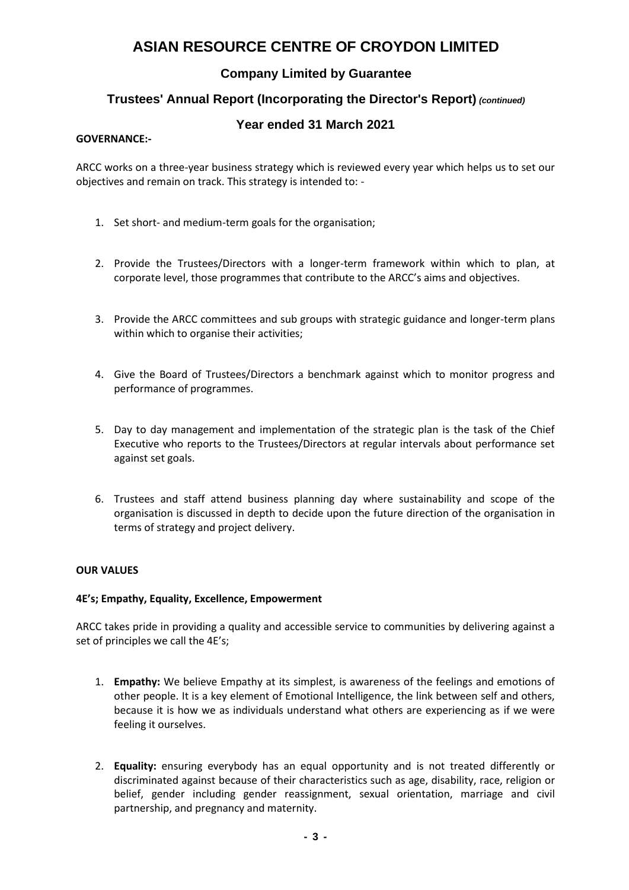**GOVERNANCE:-**

ARCC works on a three-year business strategy which is reviewed every year which helps us to set our objectives and remain on track. This strategy is intended to: -

1. Set short- and medium-term goals for the organisation;
2. Provide the Trustees/Directors with a longer-term framework within which to plan, at corporate level, those programmes that contribute to the ARCC's aims and objectives.
3. Provide the ARCC committees and sub groups with strategic guidance and longer-term plans within which to organise their activities;
4. Give the Board of Trustees/Directors a benchmark against which to monitor progress and performance of programmes.
5. Day to day management and implementation of the strategic plan is the task of the Chief Executive who reports to the Trustees/Directors at regular intervals about performance set against set goals.
6. Trustees and staff attend business planning day where sustainability and scope of the organisation is discussed in depth to decide upon the future direction of the organisation in terms of strategy and project delivery.

**OUR VALUES**

**4E's; Empathy, Equality, Excellence, Empowerment**

ARCC takes pride in providing a quality and accessible service to communities by delivering against a set of principles we call the 4E's;

1. **Empathy:** We believe Empathy at its simplest, is awareness of the feelings and emotions of other people. It is a key element of Emotional Intelligence, the link between self and others, because it is how we as individuals understand what others are experiencing as if we were feeling it ourselves.
2. **Equality:** ensuring everybody has an equal opportunity and is not treated differently or discriminated against because of their characteristics such as age, disability, race, religion or belief, gender including gender reassignment, sexual orientation, marriage and civil partnership, and pregnancy and maternity.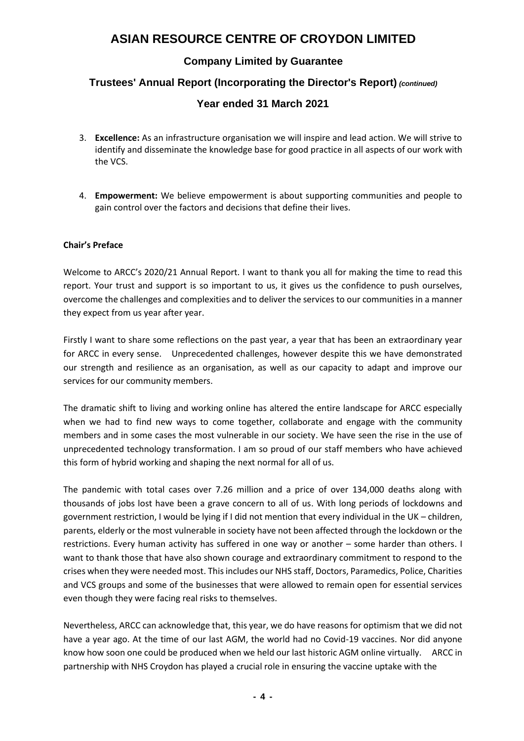3. **Excellence:** As an infrastructure organisation we will inspire and lead action. We will strive to identify and disseminate the knowledge base for good practice in all aspects of our work with the VCS.

4. **Empowerment:** We believe empowerment is about supporting communities and people to gain control over the factors and decisions that define their lives.

**Chair's Preface**

Welcome to ARCC's 2020/21 Annual Report. I want to thank you all for making the time to read this report. Your trust and support is so important to us, it gives us the confidence to push ourselves, overcome the challenges and complexities and to deliver the services to our communities in a manner they expect from us year after year.

Firstly I want to share some reflections on the past year, a year that has been an extraordinary year for ARCC in every sense. Unprecedented challenges, however despite this we have demonstrated our strength and resilience as an organisation, as well as our capacity to adapt and improve our services for our community members.

The dramatic shift to living and working online has altered the entire landscape for ARCC especially when we had to find new ways to come together, collaborate and engage with the community members and in some cases the most vulnerable in our society. We have seen the rise in the use of unprecedented technology transformation. I am so proud of our staff members who have achieved this form of hybrid working and shaping the next normal for all of us.

The pandemic with total cases over 7.26 million and a price of over 134,000 deaths along with thousands of jobs lost have been a grave concern to all of us. With long periods of lockdowns and government restriction, I would be lying if I did not mention that every individual in the UK – children, parents, elderly or the most vulnerable in society have not been affected through the lockdown or the restrictions. Every human activity has suffered in one way or another – some harder than others. I want to thank those that have also shown courage and extraordinary commitment to respond to the crises when they were needed most. This includes our NHS staff, Doctors, Paramedics, Police, Charities and VCS groups and some of the businesses that were allowed to remain open for essential services even though they were facing real risks to themselves.

Nevertheless, ARCC can acknowledge that, this year, we do have reasons for optimism that we did not have a year ago. At the time of our last AGM, the world had no Covid-19 vaccines. Nor did anyone know how soon one could be produced when we held our last historic AGM online virtually. ARCC in partnership with NHS Croydon has played a crucial role in ensuring the vaccine uptake with the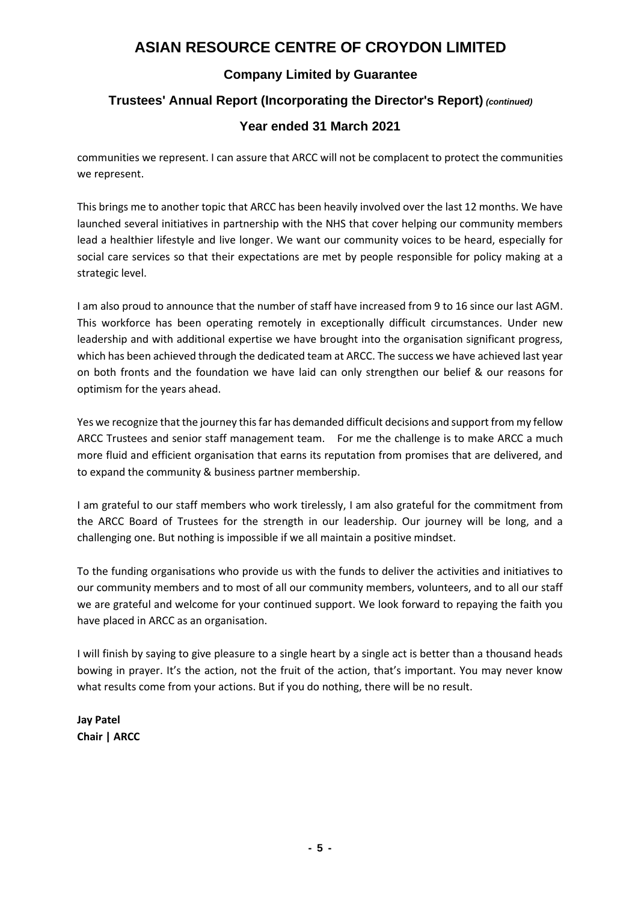communities we represent. I can assure that ARCC will not be complacent to protect the communities we represent.

This brings me to another topic that ARCC has been heavily involved over the last 12 months. We have launched several initiatives in partnership with the NHS that cover helping our community members lead a healthier lifestyle and live longer. We want our community voices to be heard, especially for social care services so that their expectations are met by people responsible for policy making at a strategic level.

I am also proud to announce that the number of staff have increased from 9 to 16 since our last AGM. This workforce has been operating remotely in exceptionally difficult circumstances. Under new leadership and with additional expertise we have brought into the organisation significant progress, which has been achieved through the dedicated team at ARCC. The success we have achieved last year on both fronts and the foundation we have laid can only strengthen our belief & our reasons for optimism for the years ahead.

Yes we recognize that the journey this far has demanded difficult decisions and support from my fellow ARCC Trustees and senior staff management team. For me the challenge is to make ARCC a much more fluid and efficient organisation that earns its reputation from promises that are delivered, and to expand the community & business partner membership.

I am grateful to our staff members who work tirelessly, I am also grateful for the commitment from the ARCC Board of Trustees for the strength in our leadership. Our journey will be long, and a challenging one. But nothing is impossible if we all maintain a positive mindset.

To the funding organisations who provide us with the funds to deliver the activities and initiatives to our community members and to most of all our community members, volunteers, and to all our staff we are grateful and welcome for your continued support. We look forward to repaying the faith you have placed in ARCC as an organisation.

I will finish by saying to give pleasure to a single heart by a single act is better than a thousand heads bowing in prayer. It's the action, not the fruit of the action, that's important. You may never know what results come from your actions. But if you do nothing, there will be no result.

**Jay Patel**
**Chair | ARCC**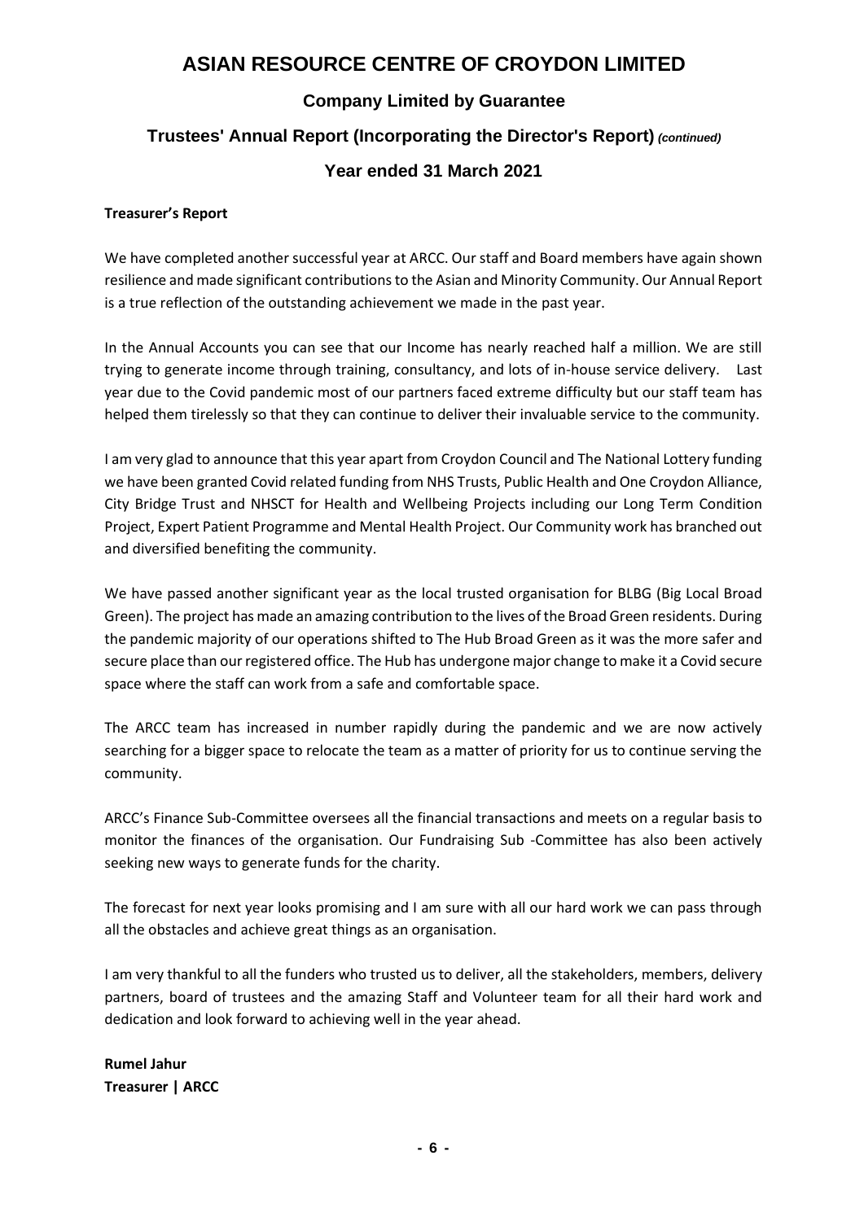# ASIAN RESOURCE CENTRE OF CROYDON LIMITED

## Company Limited by Guarantee

## Trustees' Annual Report (Incorporating the Director's Report) *(continued)*

## Year ended 31 March 2021

**Treasurer's Report**

We have completed another successful year at ARCC. Our staff and Board members have again shown resilience and made significant contributions to the Asian and Minority Community. Our Annual Report is a true reflection of the outstanding achievement we made in the past year.

In the Annual Accounts you can see that our Income has nearly reached half a million. We are still trying to generate income through training, consultancy, and lots of in-house service delivery. Last year due to the Covid pandemic most of our partners faced extreme difficulty but our staff team has helped them tirelessly so that they can continue to deliver their invaluable service to the community.

I am very glad to announce that this year apart from Croydon Council and The National Lottery funding we have been granted Covid related funding from NHS Trusts, Public Health and One Croydon Alliance, City Bridge Trust and NHSCT for Health and Wellbeing Projects including our Long Term Condition Project, Expert Patient Programme and Mental Health Project. Our Community work has branched out and diversified benefiting the community.

We have passed another significant year as the local trusted organisation for BLBG (Big Local Broad Green). The project has made an amazing contribution to the lives of the Broad Green residents. During the pandemic majority of our operations shifted to The Hub Broad Green as it was the more safer and secure place than our registered office. The Hub has undergone major change to make it a Covid secure space where the staff can work from a safe and comfortable space.

The ARCC team has increased in number rapidly during the pandemic and we are now actively searching for a bigger space to relocate the team as a matter of priority for us to continue serving the community.

ARCC's Finance Sub-Committee oversees all the financial transactions and meets on a regular basis to monitor the finances of the organisation. Our Fundraising Sub -Committee has also been actively seeking new ways to generate funds for the charity.

The forecast for next year looks promising and I am sure with all our hard work we can pass through all the obstacles and achieve great things as an organisation.

I am very thankful to all the funders who trusted us to deliver, all the stakeholders, members, delivery partners, board of trustees and the amazing Staff and Volunteer team for all their hard work and dedication and look forward to achieving well in the year ahead.

**Rumel Jahur**
**Treasurer | ARCC**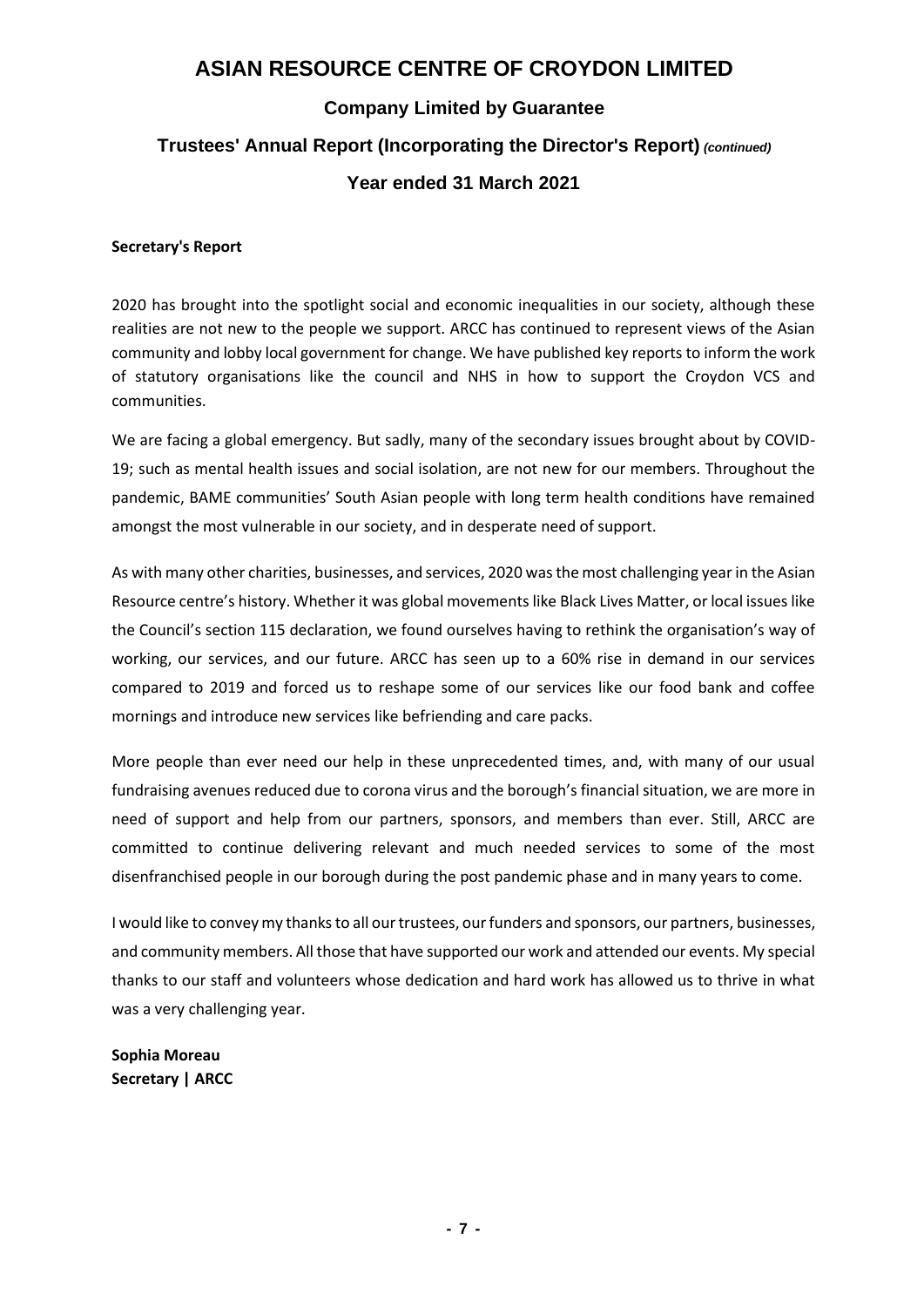# ASIAN RESOURCE CENTRE OF CROYDON LIMITED

## Company Limited by Guarantee

## Trustees' Annual Report (Incorporating the Director's Report) *(continued)*

## Year ended 31 March 2021

**Secretary's Report**

2020 has brought into the spotlight social and economic inequalities in our society, although these realities are not new to the people we support. ARCC has continued to represent views of the Asian community and lobby local government for change. We have published key reports to inform the work of statutory organisations like the council and NHS in how to support the Croydon VCS and communities.

We are facing a global emergency. But sadly, many of the secondary issues brought about by COVID-19; such as mental health issues and social isolation, are not new for our members. Throughout the pandemic, BAME communities' South Asian people with long term health conditions have remained amongst the most vulnerable in our society, and in desperate need of support.

As with many other charities, businesses, and services, 2020 was the most challenging year in the Asian Resource centre's history. Whether it was global movements like Black Lives Matter, or local issues like the Council's section 115 declaration, we found ourselves having to rethink the organisation's way of working, our services, and our future. ARCC has seen up to a 60% rise in demand in our services compared to 2019 and forced us to reshape some of our services like our food bank and coffee mornings and introduce new services like befriending and care packs.

More people than ever need our help in these unprecedented times, and, with many of our usual fundraising avenues reduced due to corona virus and the borough's financial situation, we are more in need of support and help from our partners, sponsors, and members than ever. Still, ARCC are committed to continue delivering relevant and much needed services to some of the most disenfranchised people in our borough during the post pandemic phase and in many years to come.

I would like to convey my thanks to all our trustees, our funders and sponsors, our partners, businesses, and community members. All those that have supported our work and attended our events. My special thanks to our staff and volunteers whose dedication and hard work has allowed us to thrive in what was a very challenging year.

**Sophia Moreau**
**Secretary | ARCC**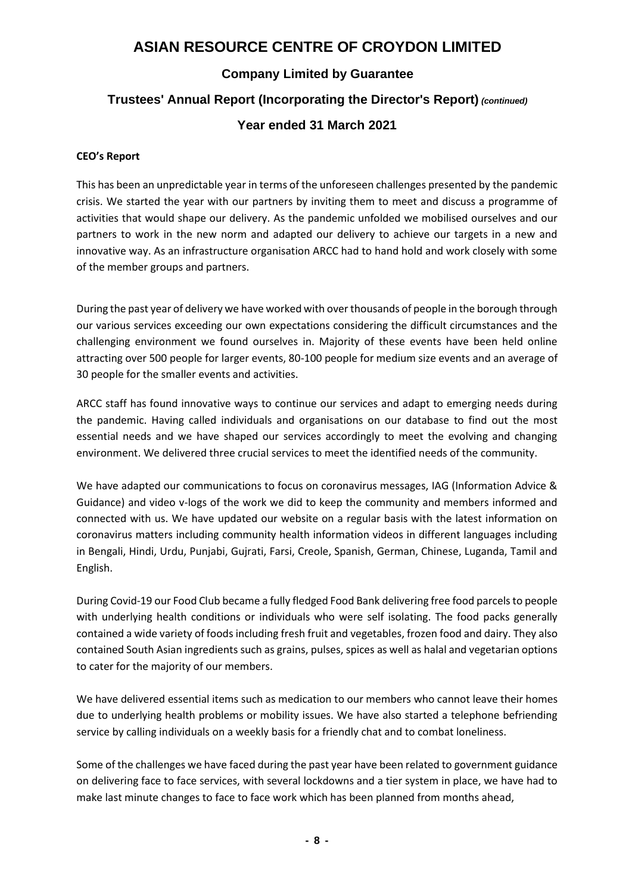**CEO's Report**

This has been an unpredictable year in terms of the unforeseen challenges presented by the pandemic crisis. We started the year with our partners by inviting them to meet and discuss a programme of activities that would shape our delivery. As the pandemic unfolded we mobilised ourselves and our partners to work in the new norm and adapted our delivery to achieve our targets in a new and innovative way. As an infrastructure organisation ARCC had to hand hold and work closely with some of the member groups and partners.

During the past year of delivery we have worked with over thousands of people in the borough through our various services exceeding our own expectations considering the difficult circumstances and the challenging environment we found ourselves in. Majority of these events have been held online attracting over 500 people for larger events, 80-100 people for medium size events and an average of 30 people for the smaller events and activities.

ARCC staff has found innovative ways to continue our services and adapt to emerging needs during the pandemic. Having called individuals and organisations on our database to find out the most essential needs and we have shaped our services accordingly to meet the evolving and changing environment. We delivered three crucial services to meet the identified needs of the community.

We have adapted our communications to focus on coronavirus messages, IAG (Information Advice & Guidance) and video v-logs of the work we did to keep the community and members informed and connected with us. We have updated our website on a regular basis with the latest information on coronavirus matters including community health information videos in different languages including in Bengali, Hindi, Urdu, Punjabi, Gujrati, Farsi, Creole, Spanish, German, Chinese, Luganda, Tamil and English.

During Covid-19 our Food Club became a fully fledged Food Bank delivering free food parcels to people with underlying health conditions or individuals who were self isolating. The food packs generally contained a wide variety of foods including fresh fruit and vegetables, frozen food and dairy. They also contained South Asian ingredients such as grains, pulses, spices as well as halal and vegetarian options to cater for the majority of our members.

We have delivered essential items such as medication to our members who cannot leave their homes due to underlying health problems or mobility issues. We have also started a telephone befriending service by calling individuals on a weekly basis for a friendly chat and to combat loneliness.

Some of the challenges we have faced during the past year have been related to government guidance on delivering face to face services, with several lockdowns and a tier system in place, we have had to make last minute changes to face to face work which has been planned from months ahead,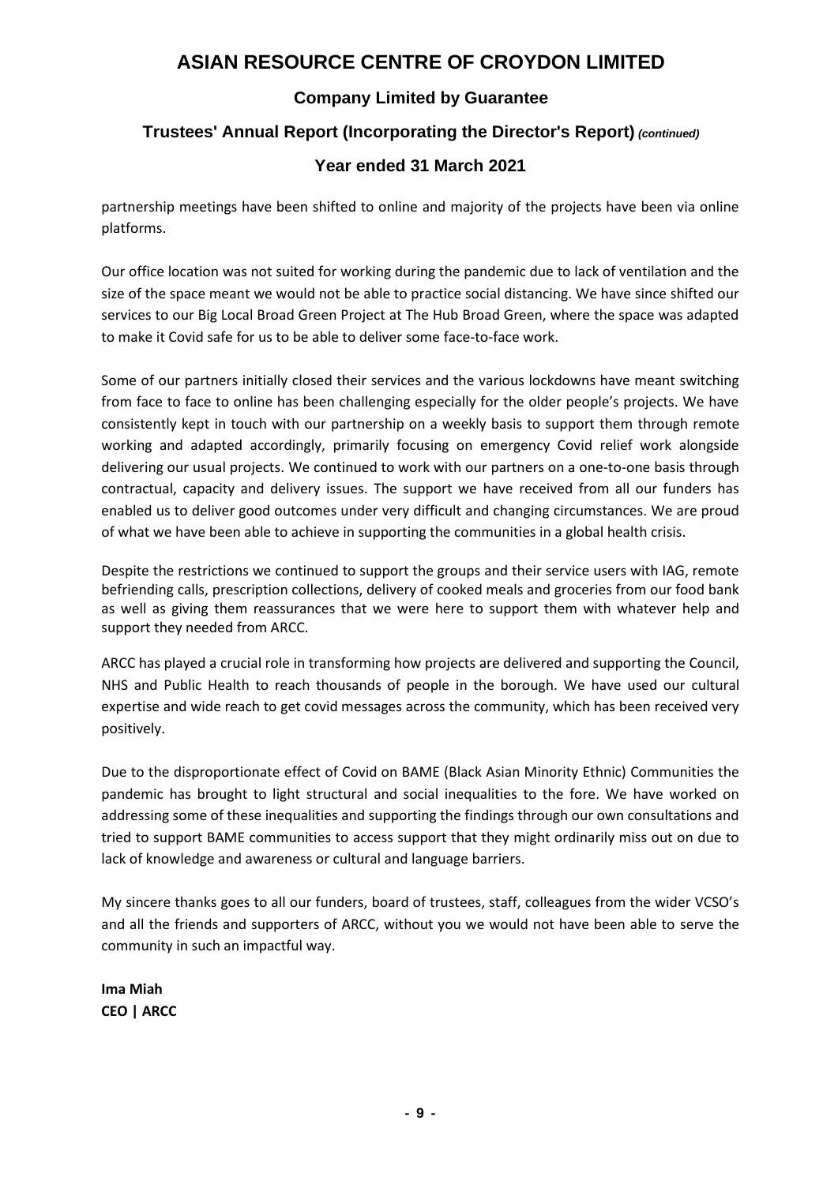partnership meetings have been shifted to online and majority of the projects have been via online platforms.

Our office location was not suited for working during the pandemic due to lack of ventilation and the size of the space meant we would not be able to practice social distancing. We have since shifted our services to our Big Local Broad Green Project at The Hub Broad Green, where the space was adapted to make it Covid safe for us to be able to deliver some face-to-face work.

Some of our partners initially closed their services and the various lockdowns have meant switching from face to face to online has been challenging especially for the older people's projects. We have consistently kept in touch with our partnership on a weekly basis to support them through remote working and adapted accordingly, primarily focusing on emergency Covid relief work alongside delivering our usual projects. We continued to work with our partners on a one-to-one basis through contractual, capacity and delivery issues. The support we have received from all our funders has enabled us to deliver good outcomes under very difficult and changing circumstances. We are proud of what we have been able to achieve in supporting the communities in a global health crisis.

Despite the restrictions we continued to support the groups and their service users with IAG, remote befriending calls, prescription collections, delivery of cooked meals and groceries from our food bank as well as giving them reassurances that we were here to support them with whatever help and support they needed from ARCC.

ARCC has played a crucial role in transforming how projects are delivered and supporting the Council, NHS and Public Health to reach thousands of people in the borough. We have used our cultural expertise and wide reach to get covid messages across the community, which has been received very positively.

Due to the disproportionate effect of Covid on BAME (Black Asian Minority Ethnic) Communities the pandemic has brought to light structural and social inequalities to the fore. We have worked on addressing some of these inequalities and supporting the findings through our own consultations and tried to support BAME communities to access support that they might ordinarily miss out on due to lack of knowledge and awareness or cultural and language barriers.

My sincere thanks goes to all our funders, board of trustees, staff, colleagues from the wider VCSO's and all the friends and supporters of ARCC, without you we would not have been able to serve the community in such an impactful way.

**Ima Miah**
**CEO | ARCC**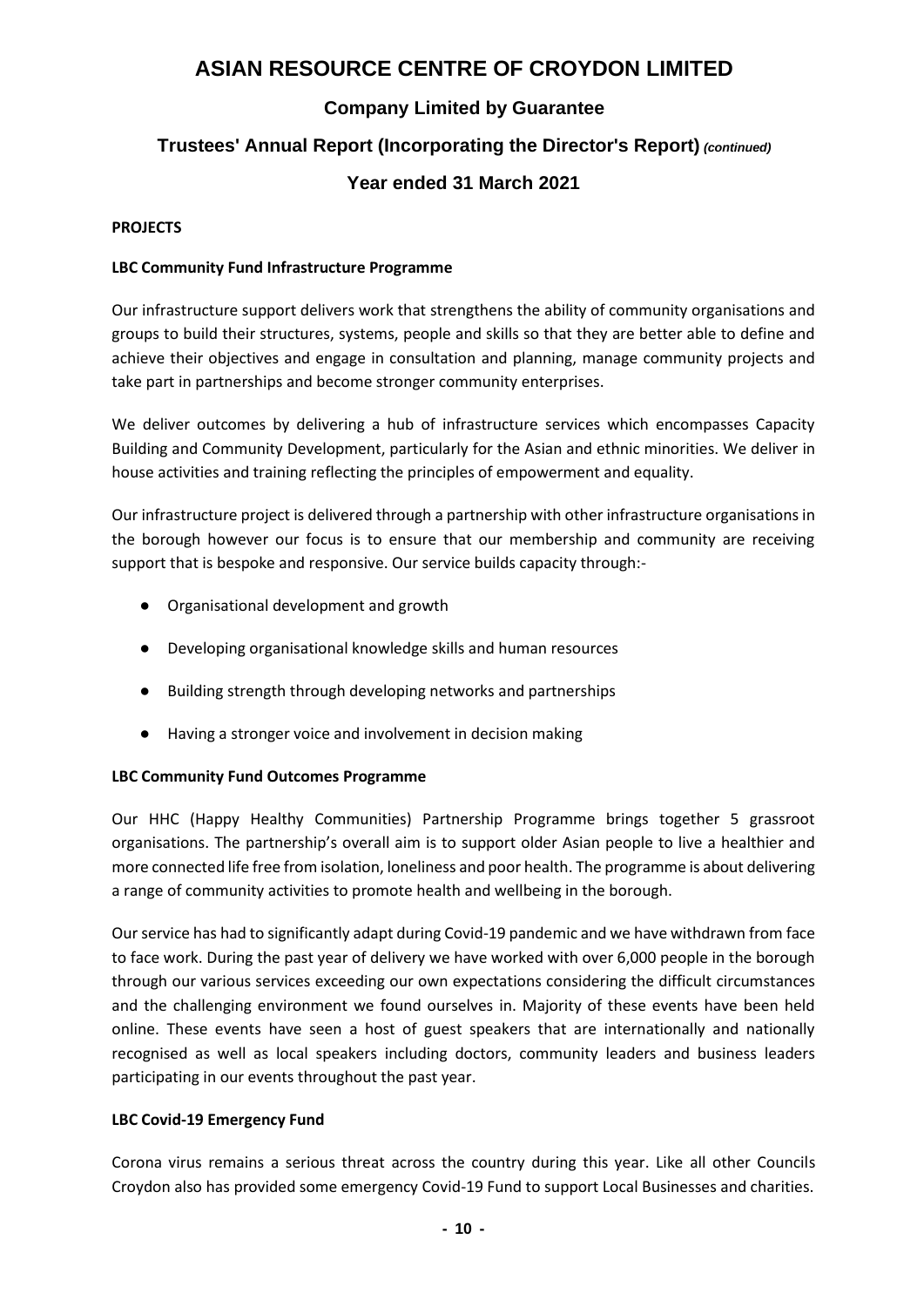## PROJECTS

### LBC Community Fund Infrastructure Programme

Our infrastructure support delivers work that strengthens the ability of community organisations and groups to build their structures, systems, people and skills so that they are better able to define and achieve their objectives and engage in consultation and planning, manage community projects and take part in partnerships and become stronger community enterprises.

We deliver outcomes by delivering a hub of infrastructure services which encompasses Capacity Building and Community Development, particularly for the Asian and ethnic minorities. We deliver in house activities and training reflecting the principles of empowerment and equality.

Our infrastructure project is delivered through a partnership with other infrastructure organisations in the borough however our focus is to ensure that our membership and community are receiving support that is bespoke and responsive. Our service builds capacity through:-

- Organisational development and growth
- Developing organisational knowledge skills and human resources
- Building strength through developing networks and partnerships
- Having a stronger voice and involvement in decision making

### LBC Community Fund Outcomes Programme

Our HHC (Happy Healthy Communities) Partnership Programme brings together 5 grassroot organisations. The partnership's overall aim is to support older Asian people to live a healthier and more connected life free from isolation, loneliness and poor health. The programme is about delivering a range of community activities to promote health and wellbeing in the borough.

Our service has had to significantly adapt during Covid-19 pandemic and we have withdrawn from face to face work. During the past year of delivery we have worked with over 6,000 people in the borough through our various services exceeding our own expectations considering the difficult circumstances and the challenging environment we found ourselves in. Majority of these events have been held online. These events have seen a host of guest speakers that are internationally and nationally recognised as well as local speakers including doctors, community leaders and business leaders participating in our events throughout the past year.

### LBC Covid-19 Emergency Fund

Corona virus remains a serious threat across the country during this year. Like all other Councils Croydon also has provided some emergency Covid-19 Fund to support Local Businesses and charities.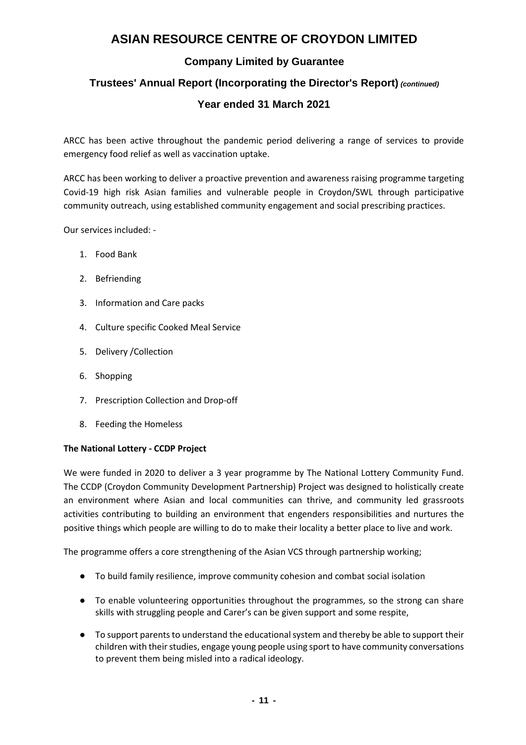ARCC has been active throughout the pandemic period delivering a range of services to provide emergency food relief as well as vaccination uptake.

ARCC has been working to deliver a proactive prevention and awareness raising programme targeting Covid-19 high risk Asian families and vulnerable people in Croydon/SWL through participative community outreach, using established community engagement and social prescribing practices.

Our services included: -

1. Food Bank
2. Befriending
3. Information and Care packs
4. Culture specific Cooked Meal Service
5. Delivery /Collection
6. Shopping
7. Prescription Collection and Drop-off
8. Feeding the Homeless

**The National Lottery - CCDP Project**

We were funded in 2020 to deliver a 3 year programme by The National Lottery Community Fund. The CCDP (Croydon Community Development Partnership) Project was designed to holistically create an environment where Asian and local communities can thrive, and community led grassroots activities contributing to building an environment that engenders responsibilities and nurtures the positive things which people are willing to do to make their locality a better place to live and work.

The programme offers a core strengthening of the Asian VCS through partnership working;

- To build family resilience, improve community cohesion and combat social isolation
- To enable volunteering opportunities throughout the programmes, so the strong can share skills with struggling people and Carer's can be given support and some respite,
- To support parents to understand the educational system and thereby be able to support their children with their studies, engage young people using sport to have community conversations to prevent them being misled into a radical ideology.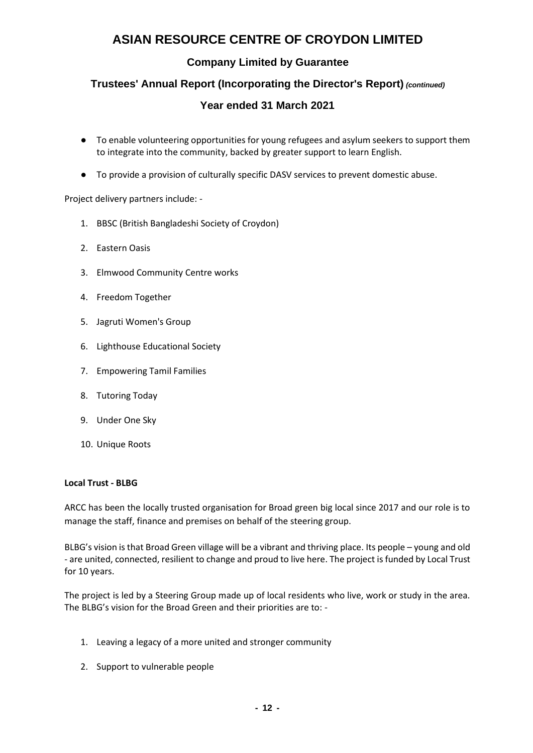- To enable volunteering opportunities for young refugees and asylum seekers to support them to integrate into the community, backed by greater support to learn English.
- To provide a provision of culturally specific DASV services to prevent domestic abuse.

Project delivery partners include: -

1. BBSC (British Bangladeshi Society of Croydon)
2. Eastern Oasis
3. Elmwood Community Centre works
4. Freedom Together
5. Jagruti Women's Group
6. Lighthouse Educational Society
7. Empowering Tamil Families
8. Tutoring Today
9. Under One Sky
10. Unique Roots

**Local Trust - BLBG**

ARCC has been the locally trusted organisation for Broad green big local since 2017 and our role is to manage the staff, finance and premises on behalf of the steering group.

BLBG's vision is that Broad Green village will be a vibrant and thriving place. Its people – young and old - are united, connected, resilient to change and proud to live here. The project is funded by Local Trust for 10 years.

The project is led by a Steering Group made up of local residents who live, work or study in the area. The BLBG's vision for the Broad Green and their priorities are to: -

1. Leaving a legacy of a more united and stronger community
2. Support to vulnerable people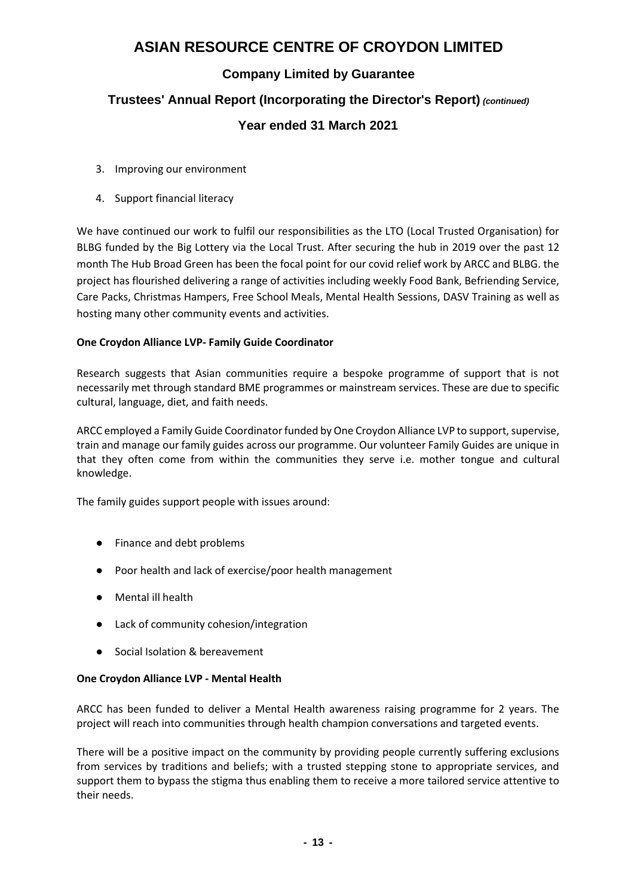3. Improving our environment
4. Support financial literacy

We have continued our work to fulfil our responsibilities as the LTO (Local Trusted Organisation) for BLBG funded by the Big Lottery via the Local Trust. After securing the hub in 2019 over the past 12 month The Hub Broad Green has been the focal point for our covid relief work by ARCC and BLBG. the project has flourished delivering a range of activities including weekly Food Bank, Befriending Service, Care Packs, Christmas Hampers, Free School Meals, Mental Health Sessions, DASV Training as well as hosting many other community events and activities.

**One Croydon Alliance LVP- Family Guide Coordinator**

Research suggests that Asian communities require a bespoke programme of support that is not necessarily met through standard BME programmes or mainstream services. These are due to specific cultural, language, diet, and faith needs.

ARCC employed a Family Guide Coordinator funded by One Croydon Alliance LVP to support, supervise, train and manage our family guides across our programme. Our volunteer Family Guides are unique in that they often come from within the communities they serve i.e. mother tongue and cultural knowledge.

The family guides support people with issues around:

- Finance and debt problems
- Poor health and lack of exercise/poor health management
- Mental ill health
- Lack of community cohesion/integration
- Social Isolation & bereavement

**One Croydon Alliance LVP - Mental Health**

ARCC has been funded to deliver a Mental Health awareness raising programme for 2 years. The project will reach into communities through health champion conversations and targeted events.

There will be a positive impact on the community by providing people currently suffering exclusions from services by traditions and beliefs; with a trusted stepping stone to appropriate services, and support them to bypass the stigma thus enabling them to receive a more tailored service attentive to their needs.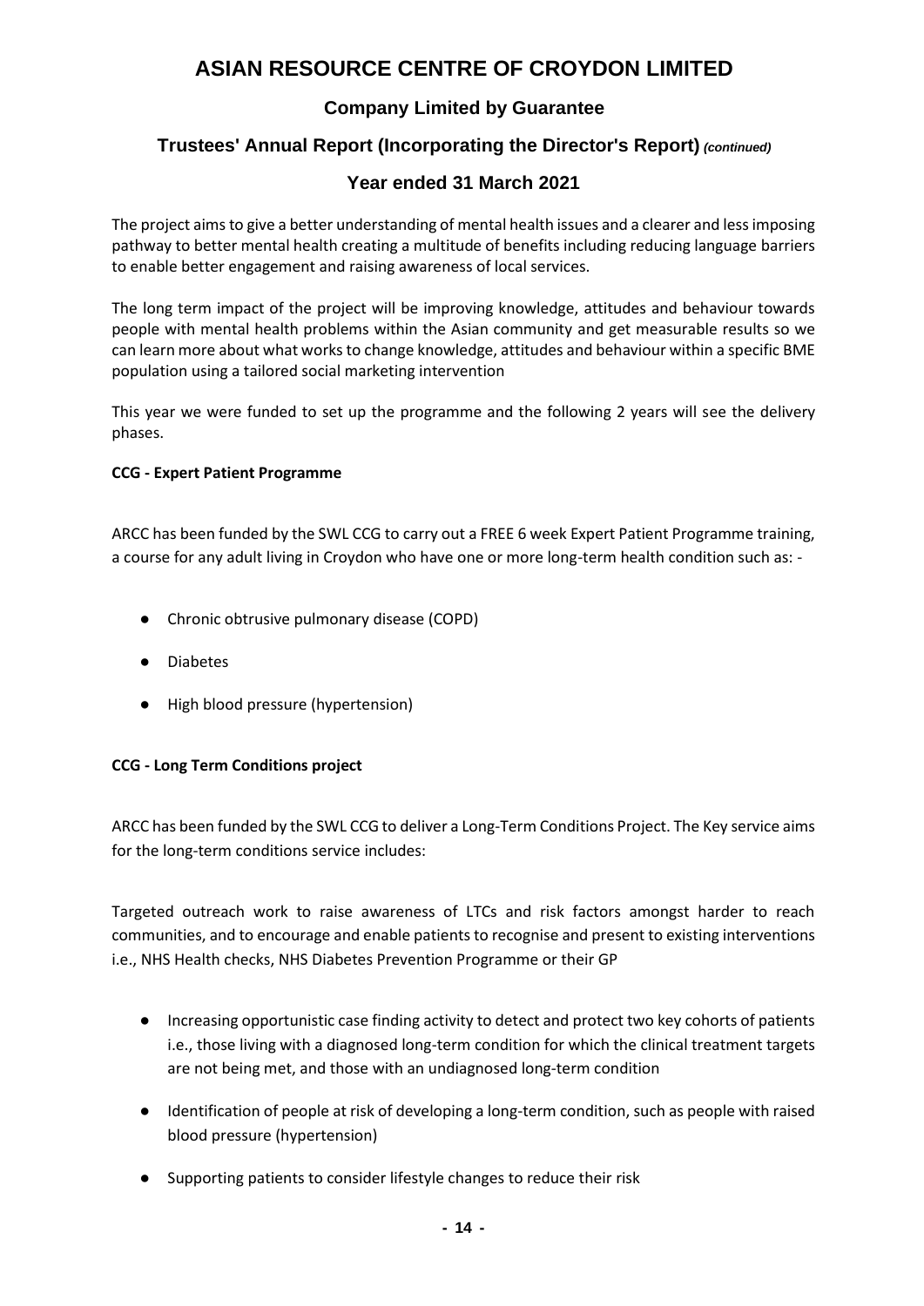The project aims to give a better understanding of mental health issues and a clearer and less imposing pathway to better mental health creating a multitude of benefits including reducing language barriers to enable better engagement and raising awareness of local services.

The long term impact of the project will be improving knowledge, attitudes and behaviour towards people with mental health problems within the Asian community and get measurable results so we can learn more about what works to change knowledge, attitudes and behaviour within a specific BME population using a tailored social marketing intervention

This year we were funded to set up the programme and the following 2 years will see the delivery phases.

**CCG - Expert Patient Programme**

ARCC has been funded by the SWL CCG to carry out a FREE 6 week Expert Patient Programme training, a course for any adult living in Croydon who have one or more long-term health condition such as: -

- Chronic obtrusive pulmonary disease (COPD)
- Diabetes
- High blood pressure (hypertension)

**CCG - Long Term Conditions project**

ARCC has been funded by the SWL CCG to deliver a Long-Term Conditions Project. The Key service aims for the long-term conditions service includes:

Targeted outreach work to raise awareness of LTCs and risk factors amongst harder to reach communities, and to encourage and enable patients to recognise and present to existing interventions i.e., NHS Health checks, NHS Diabetes Prevention Programme or their GP

- Increasing opportunistic case finding activity to detect and protect two key cohorts of patients i.e., those living with a diagnosed long-term condition for which the clinical treatment targets are not being met, and those with an undiagnosed long-term condition
- Identification of people at risk of developing a long-term condition, such as people with raised blood pressure (hypertension)
- Supporting patients to consider lifestyle changes to reduce their risk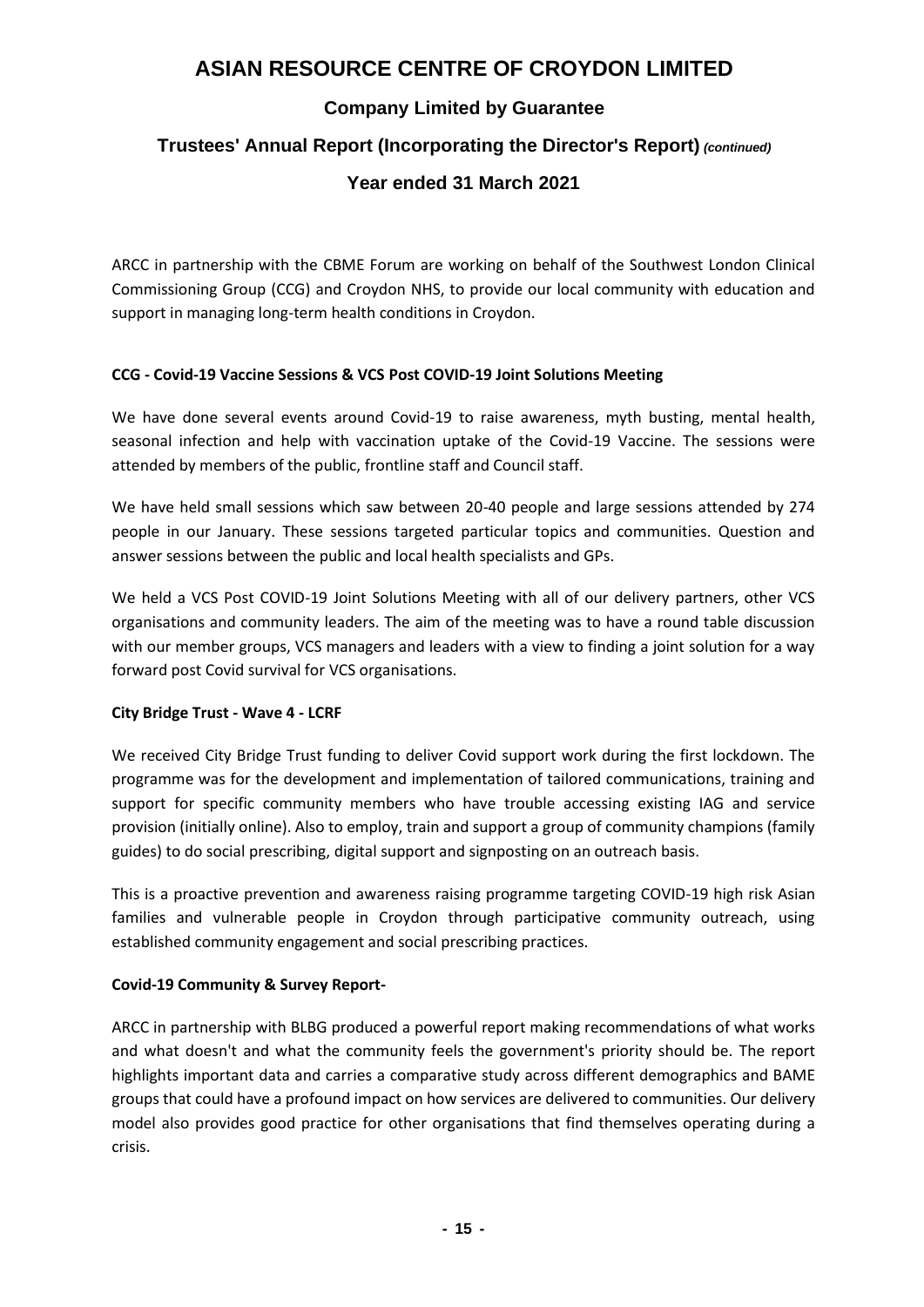ARCC in partnership with the CBME Forum are working on behalf of the Southwest London Clinical Commissioning Group (CCG) and Croydon NHS, to provide our local community with education and support in managing long-term health conditions in Croydon.

**CCG - Covid-19 Vaccine Sessions & VCS Post COVID-19 Joint Solutions Meeting**

We have done several events around Covid-19 to raise awareness, myth busting, mental health, seasonal infection and help with vaccination uptake of the Covid-19 Vaccine. The sessions were attended by members of the public, frontline staff and Council staff.

We have held small sessions which saw between 20-40 people and large sessions attended by 274 people in our January. These sessions targeted particular topics and communities. Question and answer sessions between the public and local health specialists and GPs.

We held a VCS Post COVID-19 Joint Solutions Meeting with all of our delivery partners, other VCS organisations and community leaders. The aim of the meeting was to have a round table discussion with our member groups, VCS managers and leaders with a view to finding a joint solution for a way forward post Covid survival for VCS organisations.

**City Bridge Trust - Wave 4 - LCRF**

We received City Bridge Trust funding to deliver Covid support work during the first lockdown. The programme was for the development and implementation of tailored communications, training and support for specific community members who have trouble accessing existing IAG and service provision (initially online). Also to employ, train and support a group of community champions (family guides) to do social prescribing, digital support and signposting on an outreach basis.

This is a proactive prevention and awareness raising programme targeting COVID-19 high risk Asian families and vulnerable people in Croydon through participative community outreach, using established community engagement and social prescribing practices.

**Covid-19 Community & Survey Report-**

ARCC in partnership with BLBG produced a powerful report making recommendations of what works and what doesn't and what the community feels the government's priority should be. The report highlights important data and carries a comparative study across different demographics and BAME groups that could have a profound impact on how services are delivered to communities. Our delivery model also provides good practice for other organisations that find themselves operating during a crisis.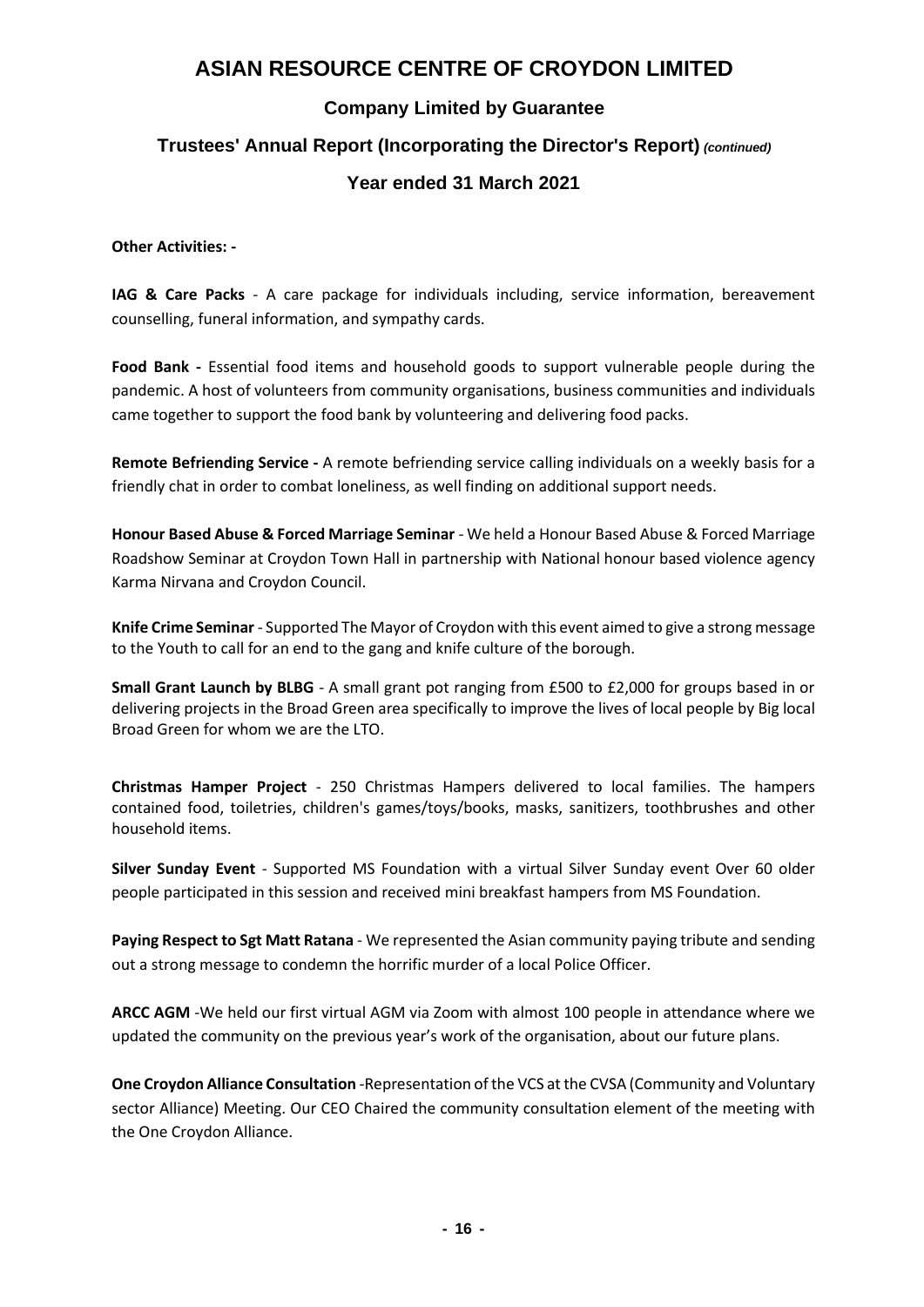**Other Activities: -**

**IAG & Care Packs** - A care package for individuals including, service information, bereavement counselling, funeral information, and sympathy cards.

**Food Bank -** Essential food items and household goods to support vulnerable people during the pandemic. A host of volunteers from community organisations, business communities and individuals came together to support the food bank by volunteering and delivering food packs.

**Remote Befriending Service -** A remote befriending service calling individuals on a weekly basis for a friendly chat in order to combat loneliness, as well finding on additional support needs.

**Honour Based Abuse & Forced Marriage Seminar** - We held a Honour Based Abuse & Forced Marriage Roadshow Seminar at Croydon Town Hall in partnership with National honour based violence agency Karma Nirvana and Croydon Council.

**Knife Crime Seminar** - Supported The Mayor of Croydon with this event aimed to give a strong message to the Youth to call for an end to the gang and knife culture of the borough.

**Small Grant Launch by BLBG** - A small grant pot ranging from £500 to £2,000 for groups based in or delivering projects in the Broad Green area specifically to improve the lives of local people by Big local Broad Green for whom we are the LTO.

**Christmas Hamper Project** - 250 Christmas Hampers delivered to local families. The hampers contained food, toiletries, children's games/toys/books, masks, sanitizers, toothbrushes and other household items.

**Silver Sunday Event** - Supported MS Foundation with a virtual Silver Sunday event Over 60 older people participated in this session and received mini breakfast hampers from MS Foundation.

**Paying Respect to Sgt Matt Ratana** - We represented the Asian community paying tribute and sending out a strong message to condemn the horrific murder of a local Police Officer.

**ARCC AGM** -We held our first virtual AGM via Zoom with almost 100 people in attendance where we updated the community on the previous year's work of the organisation, about our future plans.

**One Croydon Alliance Consultation** -Representation of the VCS at the CVSA (Community and Voluntary sector Alliance) Meeting. Our CEO Chaired the community consultation element of the meeting with the One Croydon Alliance.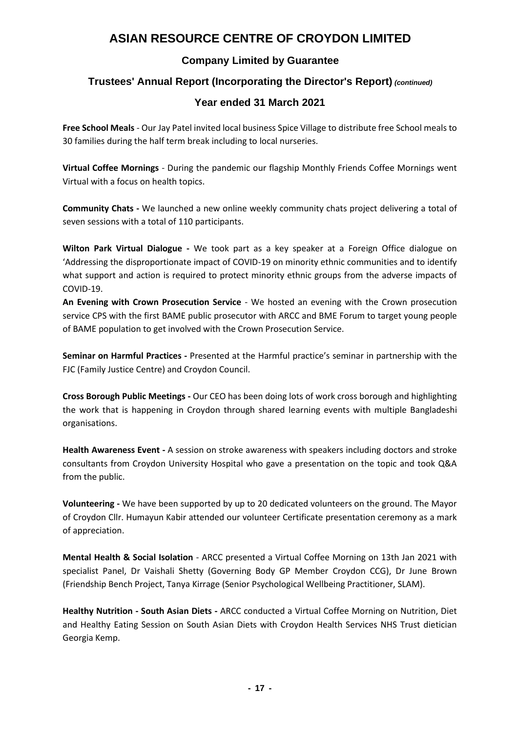**Free School Meals** - Our Jay Patel invited local business Spice Village to distribute free School meals to 30 families during the half term break including to local nurseries.

**Virtual Coffee Mornings** - During the pandemic our flagship Monthly Friends Coffee Mornings went Virtual with a focus on health topics.

**Community Chats -** We launched a new online weekly community chats project delivering a total of seven sessions with a total of 110 participants.

**Wilton Park Virtual Dialogue -** We took part as a key speaker at a Foreign Office dialogue on 'Addressing the disproportionate impact of COVID-19 on minority ethnic communities and to identify what support and action is required to protect minority ethnic groups from the adverse impacts of COVID-19.

**An Evening with Crown Prosecution Service** - We hosted an evening with the Crown prosecution service CPS with the first BAME public prosecutor with ARCC and BME Forum to target young people of BAME population to get involved with the Crown Prosecution Service.

**Seminar on Harmful Practices -** Presented at the Harmful practice's seminar in partnership with the FJC (Family Justice Centre) and Croydon Council.

**Cross Borough Public Meetings -** Our CEO has been doing lots of work cross borough and highlighting the work that is happening in Croydon through shared learning events with multiple Bangladeshi organisations.

**Health Awareness Event -** A session on stroke awareness with speakers including doctors and stroke consultants from Croydon University Hospital who gave a presentation on the topic and took Q&A from the public.

**Volunteering -** We have been supported by up to 20 dedicated volunteers on the ground. The Mayor of Croydon Cllr. Humayun Kabir attended our volunteer Certificate presentation ceremony as a mark of appreciation.

**Mental Health & Social Isolation** - ARCC presented a Virtual Coffee Morning on 13th Jan 2021 with specialist Panel, Dr Vaishali Shetty (Governing Body GP Member Croydon CCG), Dr June Brown (Friendship Bench Project, Tanya Kirrage (Senior Psychological Wellbeing Practitioner, SLAM).

**Healthy Nutrition - South Asian Diets -** ARCC conducted a Virtual Coffee Morning on Nutrition, Diet and Healthy Eating Session on South Asian Diets with Croydon Health Services NHS Trust dietician Georgia Kemp.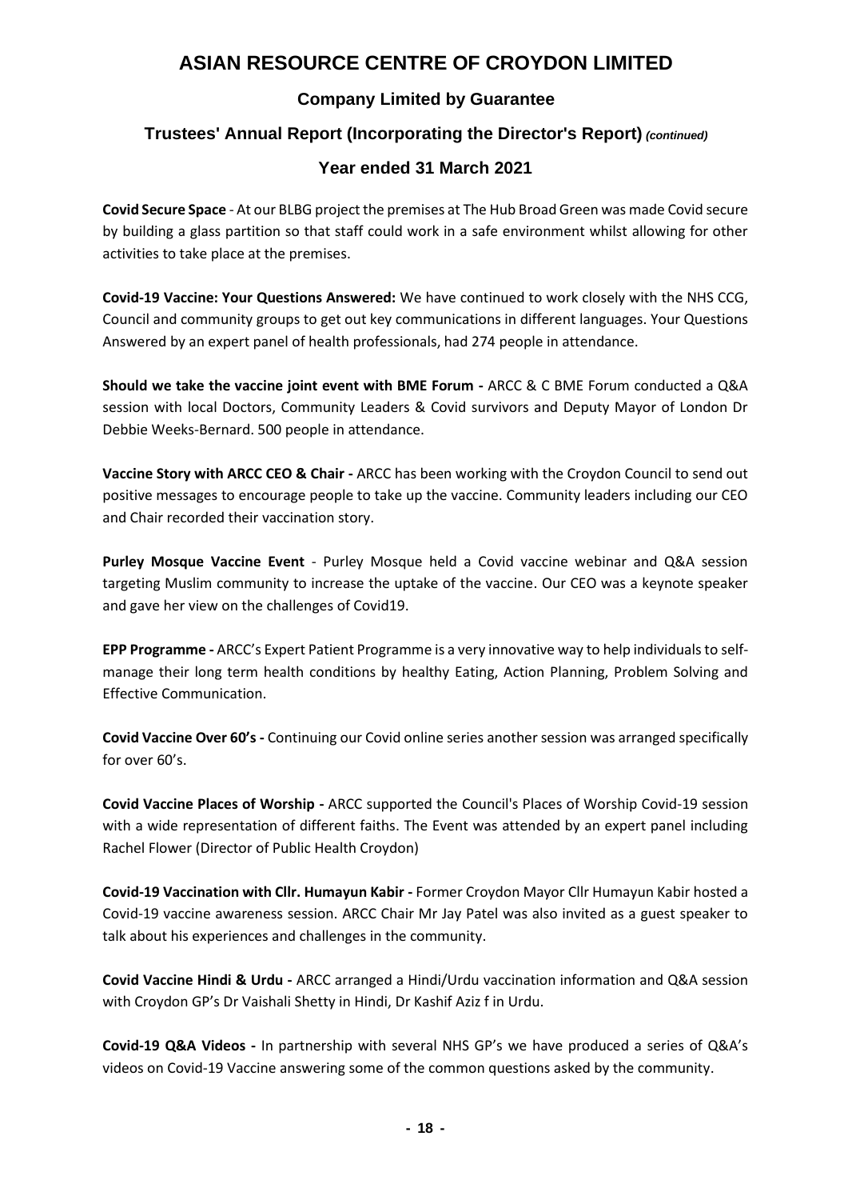**Covid Secure Space** - At our BLBG project the premises at The Hub Broad Green was made Covid secure by building a glass partition so that staff could work in a safe environment whilst allowing for other activities to take place at the premises.

**Covid-19 Vaccine: Your Questions Answered:** We have continued to work closely with the NHS CCG, Council and community groups to get out key communications in different languages. Your Questions Answered by an expert panel of health professionals, had 274 people in attendance.

**Should we take the vaccine joint event with BME Forum -** ARCC & C BME Forum conducted a Q&A session with local Doctors, Community Leaders & Covid survivors and Deputy Mayor of London Dr Debbie Weeks-Bernard. 500 people in attendance.

**Vaccine Story with ARCC CEO & Chair -** ARCC has been working with the Croydon Council to send out positive messages to encourage people to take up the vaccine. Community leaders including our CEO and Chair recorded their vaccination story.

**Purley Mosque Vaccine Event** - Purley Mosque held a Covid vaccine webinar and Q&A session targeting Muslim community to increase the uptake of the vaccine. Our CEO was a keynote speaker and gave her view on the challenges of Covid19.

**EPP Programme -** ARCC's Expert Patient Programme is a very innovative way to help individuals to self-manage their long term health conditions by healthy Eating, Action Planning, Problem Solving and Effective Communication.

**Covid Vaccine Over 60's -** Continuing our Covid online series another session was arranged specifically for over 60's.

**Covid Vaccine Places of Worship -** ARCC supported the Council's Places of Worship Covid-19 session with a wide representation of different faiths. The Event was attended by an expert panel including Rachel Flower (Director of Public Health Croydon)

**Covid-19 Vaccination with Cllr. Humayun Kabir -** Former Croydon Mayor Cllr Humayun Kabir hosted a Covid-19 vaccine awareness session. ARCC Chair Mr Jay Patel was also invited as a guest speaker to talk about his experiences and challenges in the community.

**Covid Vaccine Hindi & Urdu -** ARCC arranged a Hindi/Urdu vaccination information and Q&A session with Croydon GP's Dr Vaishali Shetty in Hindi, Dr Kashif Aziz f in Urdu.

**Covid-19 Q&A Videos -** In partnership with several NHS GP's we have produced a series of Q&A's videos on Covid-19 Vaccine answering some of the common questions asked by the community.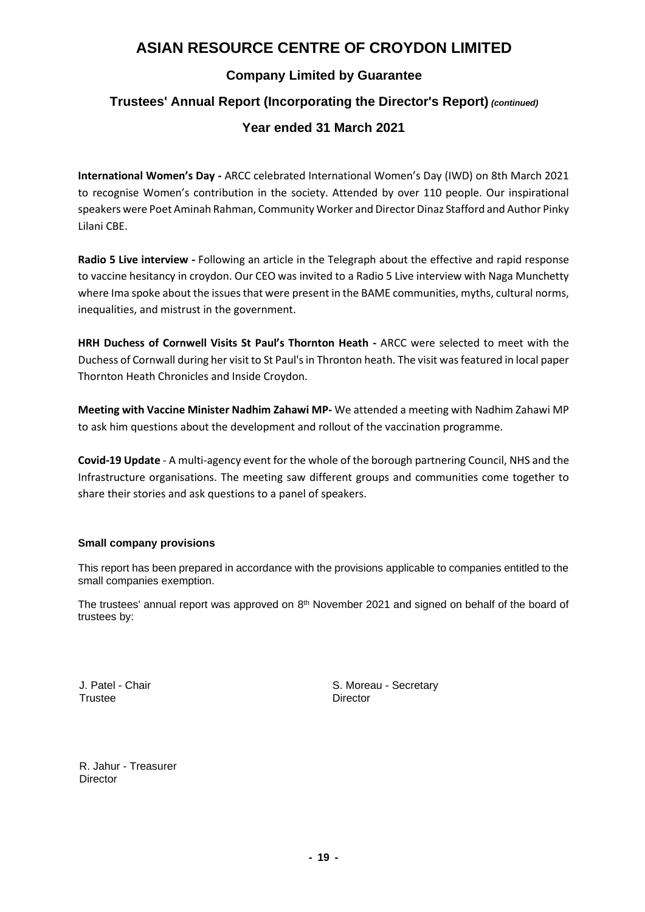**International Women's Day -** ARCC celebrated International Women's Day (IWD) on 8th March 2021 to recognise Women's contribution in the society. Attended by over 110 people. Our inspirational speakers were Poet Aminah Rahman, Community Worker and Director Dinaz Stafford and Author Pinky Lilani CBE.

**Radio 5 Live interview -** Following an article in the Telegraph about the effective and rapid response to vaccine hesitancy in croydon. Our CEO was invited to a Radio 5 Live interview with Naga Munchetty where Ima spoke about the issues that were present in the BAME communities, myths, cultural norms, inequalities, and mistrust in the government.

**HRH Duchess of Cornwell Visits St Paul's Thornton Heath -** ARCC were selected to meet with the Duchess of Cornwall during her visit to St Paul's in Thronton heath. The visit was featured in local paper Thornton Heath Chronicles and Inside Croydon.

**Meeting with Vaccine Minister Nadhim Zahawi MP-** We attended a meeting with Nadhim Zahawi MP to ask him questions about the development and rollout of the vaccination programme.

**Covid-19 Update** - A multi-agency event for the whole of the borough partnering Council, NHS and the Infrastructure organisations. The meeting saw different groups and communities come together to share their stories and ask questions to a panel of speakers.

### Small company provisions

This report has been prepared in accordance with the provisions applicable to companies entitled to the small companies exemption.

The trustees' annual report was approved on 8th November 2021 and signed on behalf of the board of trustees by:

J. Patel - Chair
Trustee

S. Moreau - Secretary
Director

R. Jahur - Treasurer
Director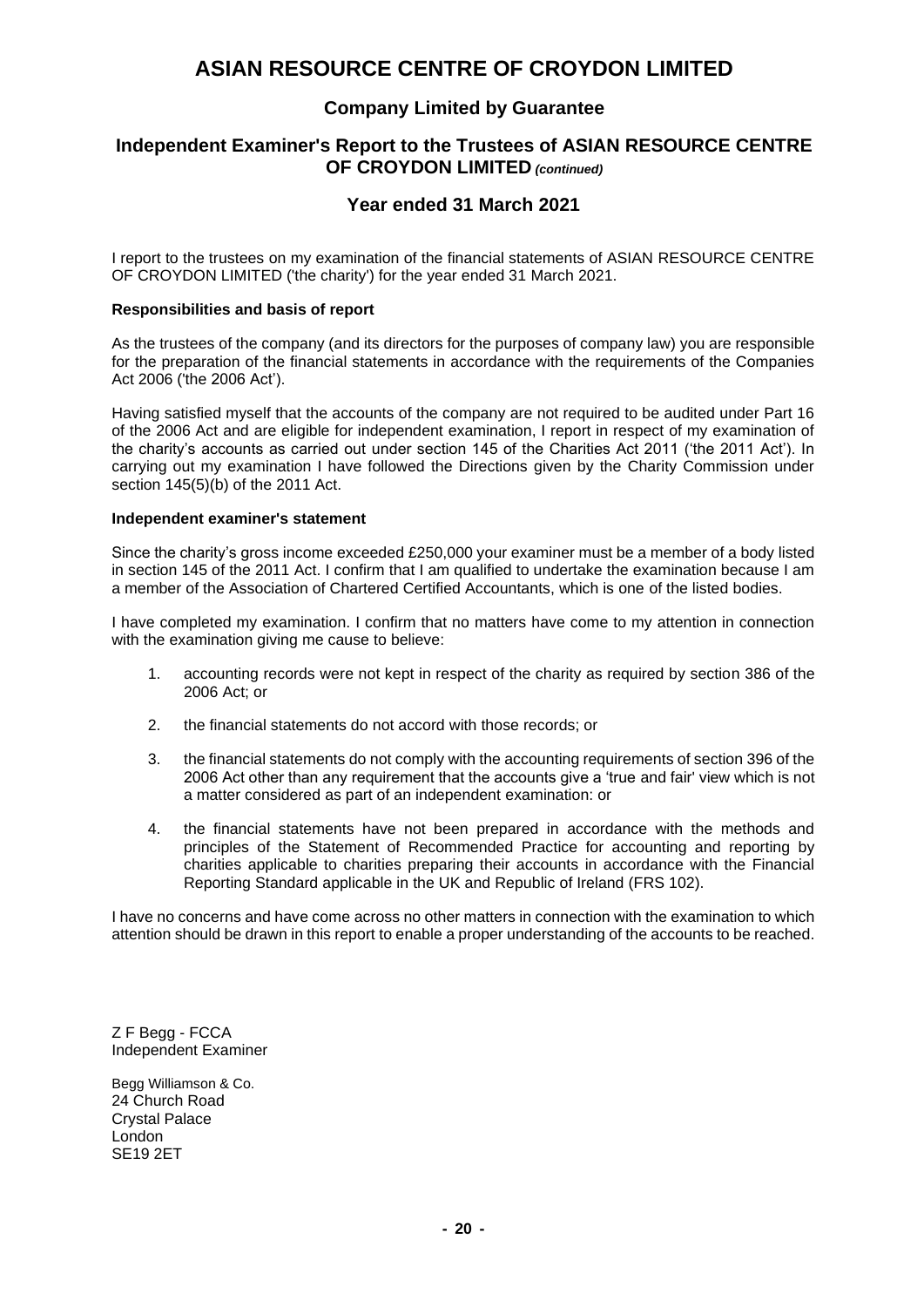# ASIAN RESOURCE CENTRE OF CROYDON LIMITED

## Company Limited by Guarantee

## Independent Examiner's Report to the Trustees of ASIAN RESOURCE CENTRE OF CROYDON LIMITED *(continued)*

## Year ended 31 March 2021

I report to the trustees on my examination of the financial statements of ASIAN RESOURCE CENTRE OF CROYDON LIMITED ('the charity') for the year ended 31 March 2021.

**Responsibilities and basis of report**

As the trustees of the company (and its directors for the purposes of company law) you are responsible for the preparation of the financial statements in accordance with the requirements of the Companies Act 2006 ('the 2006 Act').

Having satisfied myself that the accounts of the company are not required to be audited under Part 16 of the 2006 Act and are eligible for independent examination, I report in respect of my examination of the charity's accounts as carried out under section 145 of the Charities Act 2011 ('the 2011 Act'). In carrying out my examination I have followed the Directions given by the Charity Commission under section 145(5)(b) of the 2011 Act.

**Independent examiner's statement**

Since the charity's gross income exceeded £250,000 your examiner must be a member of a body listed in section 145 of the 2011 Act. I confirm that I am qualified to undertake the examination because I am a member of the Association of Chartered Certified Accountants, which is one of the listed bodies.

I have completed my examination. I confirm that no matters have come to my attention in connection with the examination giving me cause to believe:

1. accounting records were not kept in respect of the charity as required by section 386 of the 2006 Act; or
2. the financial statements do not accord with those records; or
3. the financial statements do not comply with the accounting requirements of section 396 of the 2006 Act other than any requirement that the accounts give a 'true and fair' view which is not a matter considered as part of an independent examination: or
4. the financial statements have not been prepared in accordance with the methods and principles of the Statement of Recommended Practice for accounting and reporting by charities applicable to charities preparing their accounts in accordance with the Financial Reporting Standard applicable in the UK and Republic of Ireland (FRS 102).

I have no concerns and have come across no other matters in connection with the examination to which attention should be drawn in this report to enable a proper understanding of the accounts to be reached.

Z F Begg - FCCA
Independent Examiner

Begg Williamson & Co.
24 Church Road
Crystal Palace
London
SE19 2ET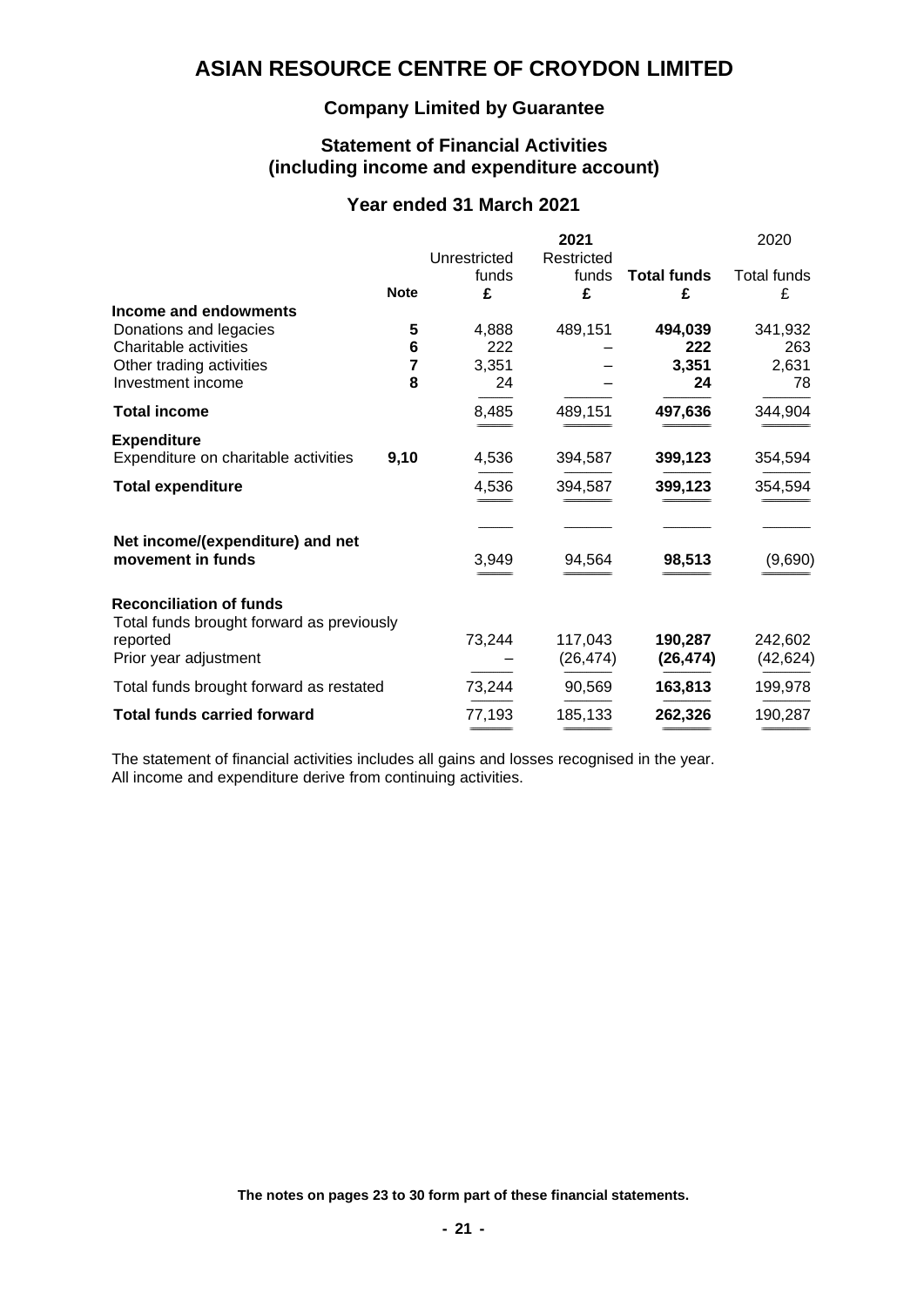# ASIAN RESOURCE CENTRE OF CROYDON LIMITED

## Company Limited by Guarantee

## Statement of Financial Activities (including income and expenditure account)

## Year ended 31 March 2021

| | | 2021 | | | 2020 |
|---|---|---|---|---|---|
| | | Unrestricted funds | Restricted funds | **Total funds** | Total funds |
| | **Note** | **£** | **£** | **£** | £ |
| **Income and endowments** | | | | | |
| Donations and legacies | **5** | 4,888 | 489,151 | **494,039** | 341,932 |
| Charitable activities | **6** | 222 | – | **222** | 263 |
| Other trading activities | **7** | 3,351 | – | **3,351** | 2,631 |
| Investment income | **8** | 24 | – | **24** | 78 |
| **Total income** | | 8,485 | 489,151 | **497,636** | 344,904 |
| **Expenditure** | | | | | |
| Expenditure on charitable activities | **9,10** | 4,536 | 394,587 | **399,123** | 354,594 |
| **Total expenditure** | | 4,536 | 394,587 | **399,123** | 354,594 |
| **Net income/(expenditure) and net movement in funds** | | 3,949 | 94,564 | **98,513** | (9,690) |
| **Reconciliation of funds** | | | | | |
| Total funds brought forward as previously reported | | 73,244 | 117,043 | **190,287** | 242,602 |
| Prior year adjustment | | – | (26,474) | **(26,474)** | (42,624) |
| Total funds brought forward as restated | | 73,244 | 90,569 | **163,813** | 199,978 |
| **Total funds carried forward** | | 77,193 | 185,133 | **262,326** | 190,287 |

The statement of financial activities includes all gains and losses recognised in the year.
All income and expenditure derive from continuing activities.

**The notes on pages 23 to 30 form part of these financial statements.**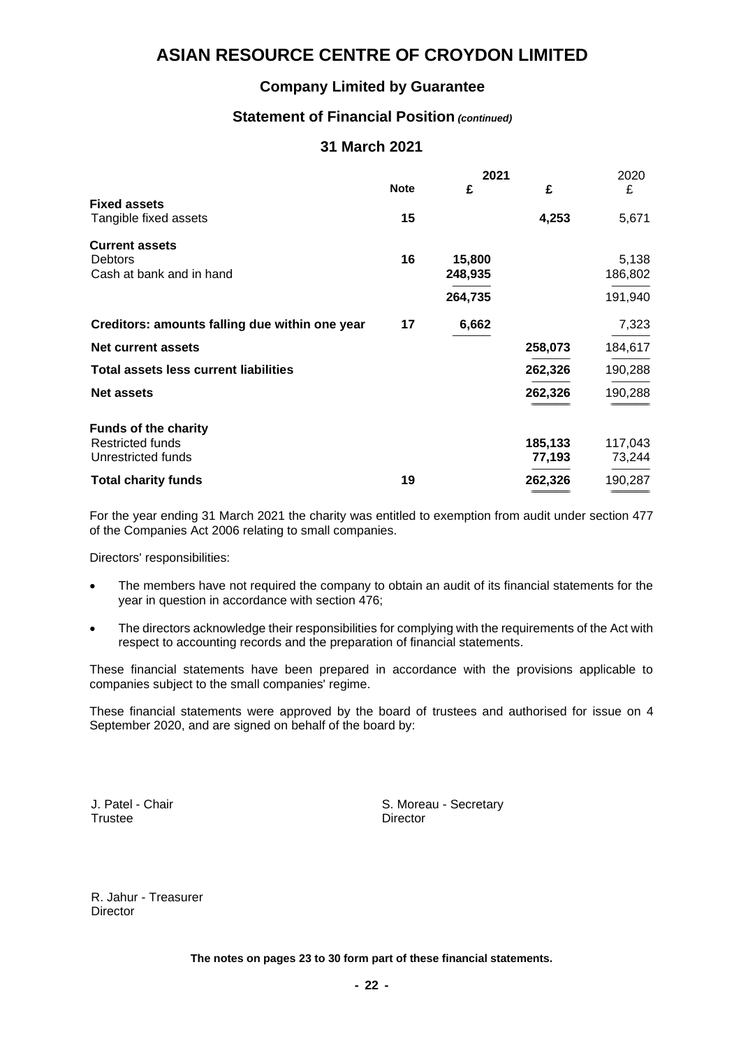# ASIAN RESOURCE CENTRE OF CROYDON LIMITED

## Company Limited by Guarantee

### Statement of Financial Position *(continued)*

### 31 March 2021

| | Note | 2021 £ | 2021 £ | 2020 £ |
|---|---|---|---|---|
| **Fixed assets** | | | | |
| Tangible fixed assets | 15 | | 4,253 | 5,671 |
| **Current assets** | | | | |
| Debtors | 16 | 15,800 | | 5,138 |
| Cash at bank and in hand | | 248,935 | | 186,802 |
| | | 264,735 | | 191,940 |
| **Creditors: amounts falling due within one year** | 17 | 6,662 | | 7,323 |
| **Net current assets** | | | 258,073 | 184,617 |
| **Total assets less current liabilities** | | | 262,326 | 190,288 |
| **Net assets** | | | 262,326 | 190,288 |
| **Funds of the charity** | | | | |
| Restricted funds | | | 185,133 | 117,043 |
| Unrestricted funds | | | 77,193 | 73,244 |
| **Total charity funds** | 19 | | 262,326 | 190,287 |

For the year ending 31 March 2021 the charity was entitled to exemption from audit under section 477 of the Companies Act 2006 relating to small companies.

Directors' responsibilities:

- The members have not required the company to obtain an audit of its financial statements for the year in question in accordance with section 476;
- The directors acknowledge their responsibilities for complying with the requirements of the Act with respect to accounting records and the preparation of financial statements.

These financial statements have been prepared in accordance with the provisions applicable to companies subject to the small companies' regime.

These financial statements were approved by the board of trustees and authorised for issue on 4 September 2020, and are signed on behalf of the board by:

J. Patel - Chair
Trustee

S. Moreau - Secretary
Director

R. Jahur - Treasurer
Director

**The notes on pages 23 to 30 form part of these financial statements.**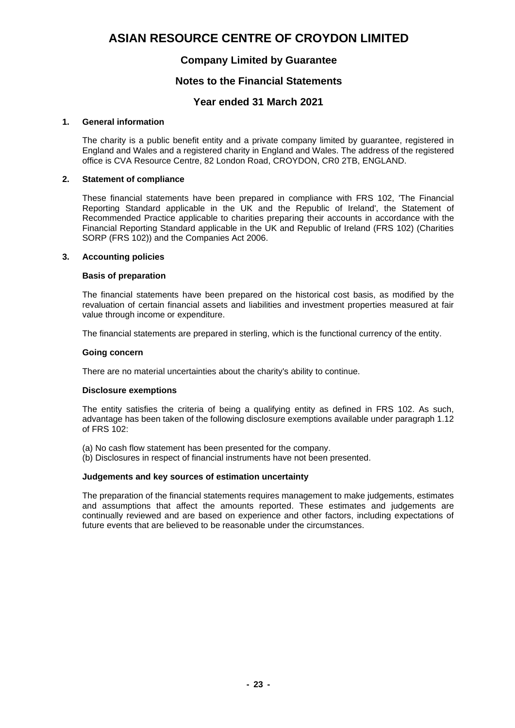# ASIAN RESOURCE CENTRE OF CROYDON LIMITED

## Company Limited by Guarantee

## Notes to the Financial Statements

## Year ended 31 March 2021

### 1. General information

The charity is a public benefit entity and a private company limited by guarantee, registered in England and Wales and a registered charity in England and Wales. The address of the registered office is CVA Resource Centre, 82 London Road, CROYDON, CR0 2TB, ENGLAND.

### 2. Statement of compliance

These financial statements have been prepared in compliance with FRS 102, 'The Financial Reporting Standard applicable in the UK and the Republic of Ireland', the Statement of Recommended Practice applicable to charities preparing their accounts in accordance with the Financial Reporting Standard applicable in the UK and Republic of Ireland (FRS 102) (Charities SORP (FRS 102)) and the Companies Act 2006.

### 3. Accounting policies

**Basis of preparation**

The financial statements have been prepared on the historical cost basis, as modified by the revaluation of certain financial assets and liabilities and investment properties measured at fair value through income or expenditure.

The financial statements are prepared in sterling, which is the functional currency of the entity.

**Going concern**

There are no material uncertainties about the charity's ability to continue.

**Disclosure exemptions**

The entity satisfies the criteria of being a qualifying entity as defined in FRS 102. As such, advantage has been taken of the following disclosure exemptions available under paragraph 1.12 of FRS 102:

(a) No cash flow statement has been presented for the company.
(b) Disclosures in respect of financial instruments have not been presented.

**Judgements and key sources of estimation uncertainty**

The preparation of the financial statements requires management to make judgements, estimates and assumptions that affect the amounts reported. These estimates and judgements are continually reviewed and are based on experience and other factors, including expectations of future events that are believed to be reasonable under the circumstances.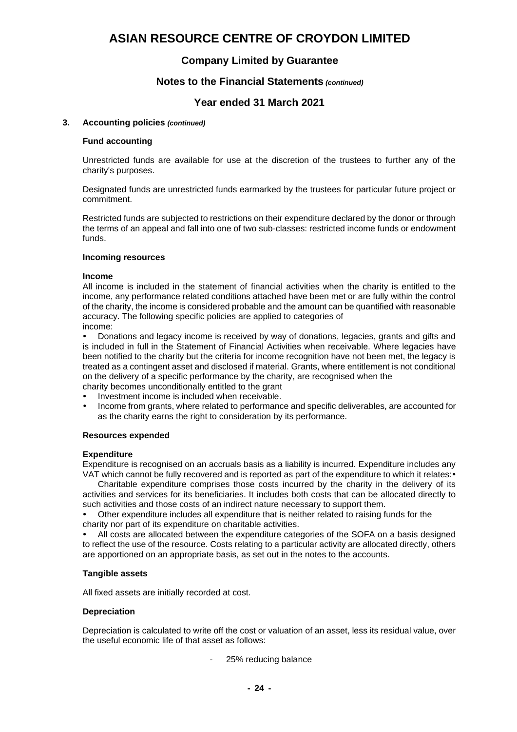# ASIAN RESOURCE CENTRE OF CROYDON LIMITED

## Company Limited by Guarantee

## Notes to the Financial Statements *(continued)*

## Year ended 31 March 2021

### 3. Accounting policies *(continued)*

**Fund accounting**

Unrestricted funds are available for use at the discretion of the trustees to further any of the charity's purposes.

Designated funds are unrestricted funds earmarked by the trustees for particular future project or commitment.

Restricted funds are subjected to restrictions on their expenditure declared by the donor or through the terms of an appeal and fall into one of two sub-classes: restricted income funds or endowment funds.

**Incoming resources**

**Income**

All income is included in the statement of financial activities when the charity is entitled to the income, any performance related conditions attached have been met or are fully within the control of the charity, the income is considered probable and the amount can be quantified with reasonable accuracy. The following specific policies are applied to categories of income:

- Donations and legacy income is received by way of donations, legacies, grants and gifts and is included in full in the Statement of Financial Activities when receivable. Where legacies have been notified to the charity but the criteria for income recognition have not been met, the legacy is treated as a contingent asset and disclosed if material. Grants, where entitlement is not conditional on the delivery of a specific performance by the charity, are recognised when the charity becomes unconditionally entitled to the grant
- Investment income is included when receivable.
- Income from grants, where related to performance and specific deliverables, are accounted for as the charity earns the right to consideration by its performance.

**Resources expended**

**Expenditure**

Expenditure is recognised on an accruals basis as a liability is incurred. Expenditure includes any VAT which cannot be fully recovered and is reported as part of the expenditure to which it relates:

- Charitable expenditure comprises those costs incurred by the charity in the delivery of its activities and services for its beneficiaries. It includes both costs that can be allocated directly to such activities and those costs of an indirect nature necessary to support them.
- Other expenditure includes all expenditure that is neither related to raising funds for the charity nor part of its expenditure on charitable activities.
- All costs are allocated between the expenditure categories of the SOFA on a basis designed to reflect the use of the resource. Costs relating to a particular activity are allocated directly, others are apportioned on an appropriate basis, as set out in the notes to the accounts.

**Tangible assets**

All fixed assets are initially recorded at cost.

**Depreciation**

Depreciation is calculated to write off the cost or valuation of an asset, less its residual value, over the useful economic life of that asset as follows:

- 25% reducing balance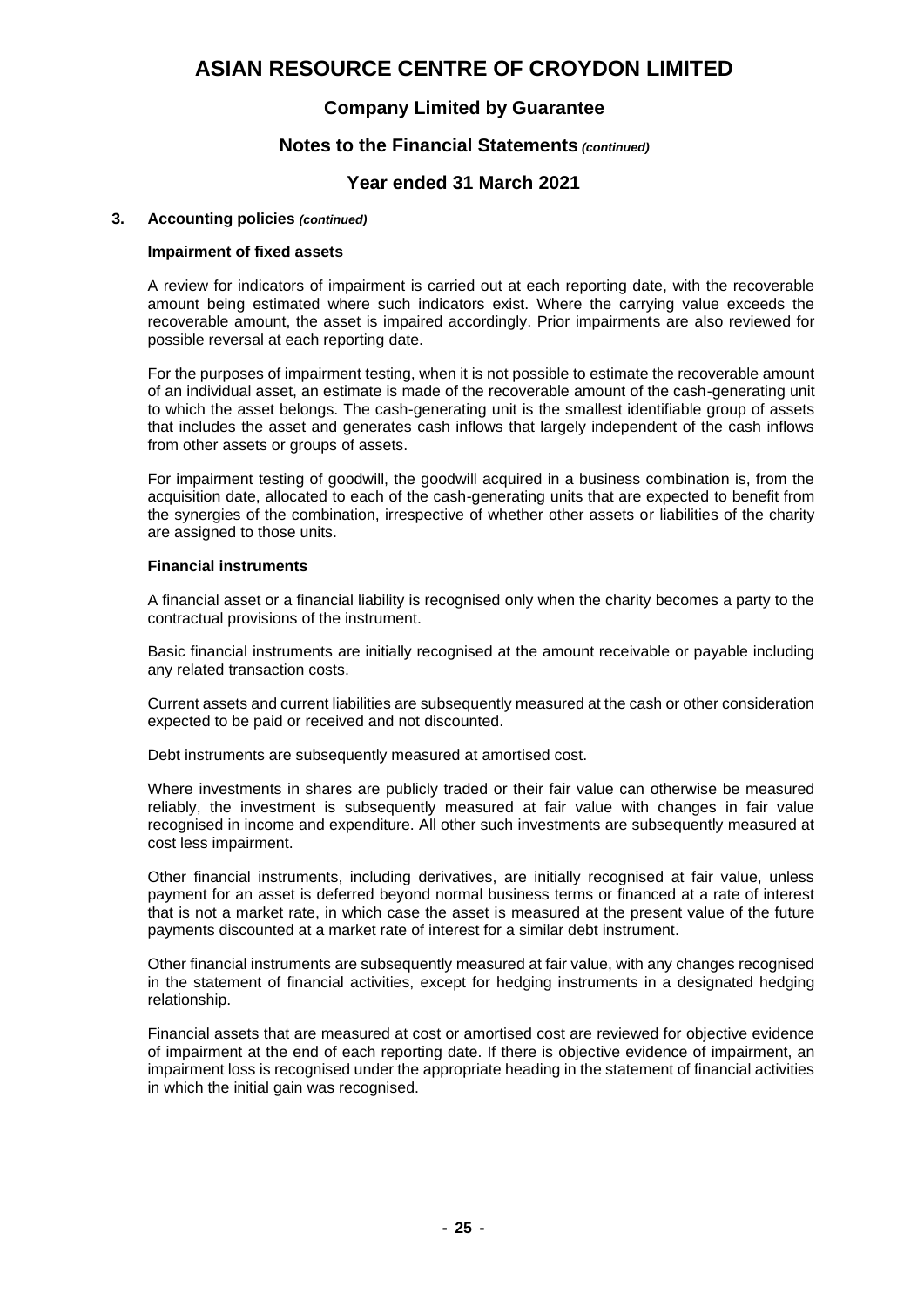# ASIAN RESOURCE CENTRE OF CROYDON LIMITED

## Company Limited by Guarantee

## Notes to the Financial Statements *(continued)*

## Year ended 31 March 2021

### 3. Accounting policies *(continued)*

#### Impairment of fixed assets

A review for indicators of impairment is carried out at each reporting date, with the recoverable amount being estimated where such indicators exist. Where the carrying value exceeds the recoverable amount, the asset is impaired accordingly. Prior impairments are also reviewed for possible reversal at each reporting date.

For the purposes of impairment testing, when it is not possible to estimate the recoverable amount of an individual asset, an estimate is made of the recoverable amount of the cash-generating unit to which the asset belongs. The cash-generating unit is the smallest identifiable group of assets that includes the asset and generates cash inflows that largely independent of the cash inflows from other assets or groups of assets.

For impairment testing of goodwill, the goodwill acquired in a business combination is, from the acquisition date, allocated to each of the cash-generating units that are expected to benefit from the synergies of the combination, irrespective of whether other assets or liabilities of the charity are assigned to those units.

#### Financial instruments

A financial asset or a financial liability is recognised only when the charity becomes a party to the contractual provisions of the instrument.

Basic financial instruments are initially recognised at the amount receivable or payable including any related transaction costs.

Current assets and current liabilities are subsequently measured at the cash or other consideration expected to be paid or received and not discounted.

Debt instruments are subsequently measured at amortised cost.

Where investments in shares are publicly traded or their fair value can otherwise be measured reliably, the investment is subsequently measured at fair value with changes in fair value recognised in income and expenditure. All other such investments are subsequently measured at cost less impairment.

Other financial instruments, including derivatives, are initially recognised at fair value, unless payment for an asset is deferred beyond normal business terms or financed at a rate of interest that is not a market rate, in which case the asset is measured at the present value of the future payments discounted at a market rate of interest for a similar debt instrument.

Other financial instruments are subsequently measured at fair value, with any changes recognised in the statement of financial activities, except for hedging instruments in a designated hedging relationship.

Financial assets that are measured at cost or amortised cost are reviewed for objective evidence of impairment at the end of each reporting date. If there is objective evidence of impairment, an impairment loss is recognised under the appropriate heading in the statement of financial activities in which the initial gain was recognised.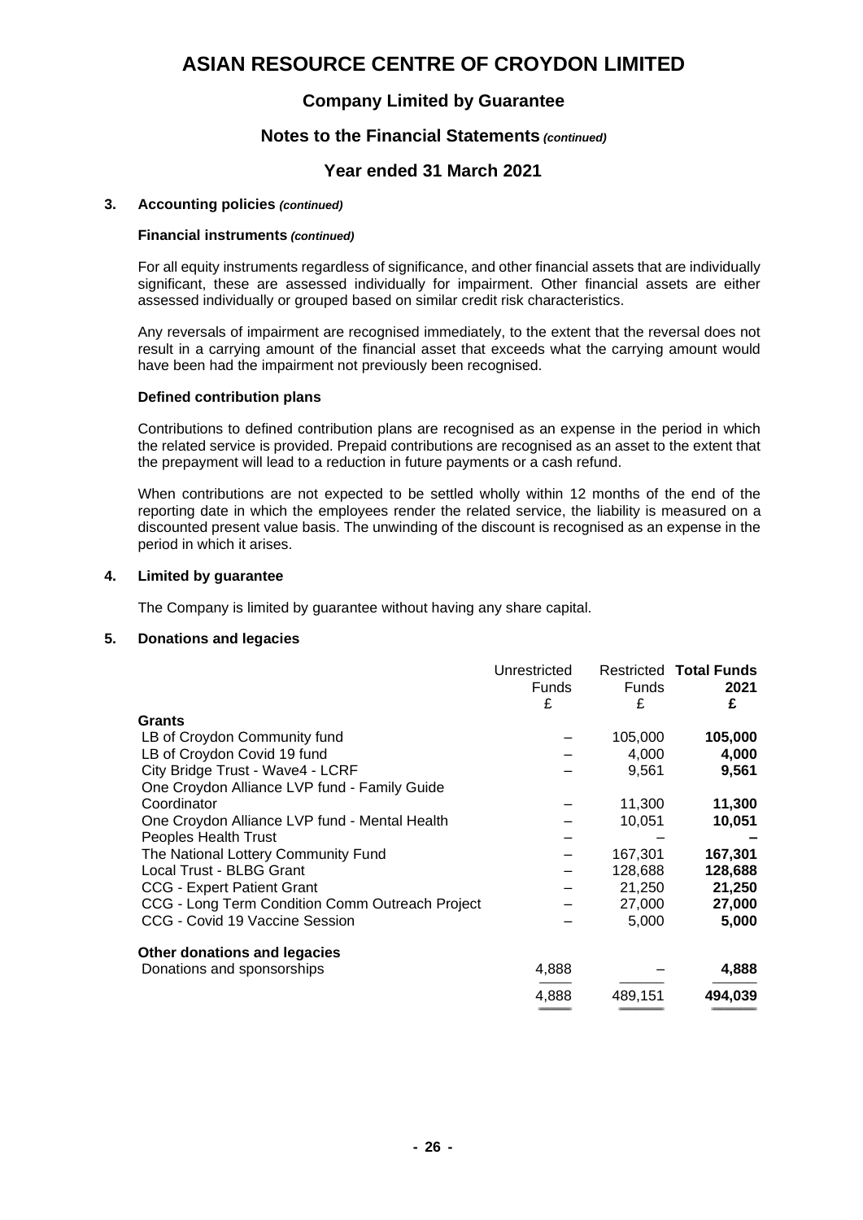# ASIAN RESOURCE CENTRE OF CROYDON LIMITED

## Company Limited by Guarantee

## Notes to the Financial Statements *(continued)*

## Year ended 31 March 2021

### 3. Accounting policies *(continued)*

**Financial instruments** *(continued)*

For all equity instruments regardless of significance, and other financial assets that are individually significant, these are assessed individually for impairment. Other financial assets are either assessed individually or grouped based on similar credit risk characteristics.

Any reversals of impairment are recognised immediately, to the extent that the reversal does not result in a carrying amount of the financial asset that exceeds what the carrying amount would have been had the impairment not previously been recognised.

**Defined contribution plans**

Contributions to defined contribution plans are recognised as an expense in the period in which the related service is provided. Prepaid contributions are recognised as an asset to the extent that the prepayment will lead to a reduction in future payments or a cash refund.

When contributions are not expected to be settled wholly within 12 months of the end of the reporting date in which the employees render the related service, the liability is measured on a discounted present value basis. The unwinding of the discount is recognised as an expense in the period in which it arises.

### 4. Limited by guarantee

The Company is limited by guarantee without having any share capital.

### 5. Donations and legacies

| | Unrestricted Funds £ | Restricted Funds £ | **Total Funds 2021 £** |
|---|---|---|---|
| **Grants** | | | |
| LB of Croydon Community fund | – | 105,000 | **105,000** |
| LB of Croydon Covid 19 fund | – | 4,000 | **4,000** |
| City Bridge Trust - Wave4 - LCRF | – | 9,561 | **9,561** |
| One Croydon Alliance LVP fund - Family Guide Coordinator | – | 11,300 | **11,300** |
| One Croydon Alliance LVP fund - Mental Health | – | 10,051 | **10,051** |
| Peoples Health Trust | – | – | **–** |
| The National Lottery Community Fund | – | 167,301 | **167,301** |
| Local Trust - BLBG Grant | – | 128,688 | **128,688** |
| CCG - Expert Patient Grant | – | 21,250 | **21,250** |
| CCG - Long Term Condition Comm Outreach Project | – | 27,000 | **27,000** |
| CCG - Covid 19 Vaccine Session | – | 5,000 | **5,000** |
| **Other donations and legacies** | | | |
| Donations and sponsorships | 4,888 | – | **4,888** |
| | 4,888 | 489,151 | **494,039** |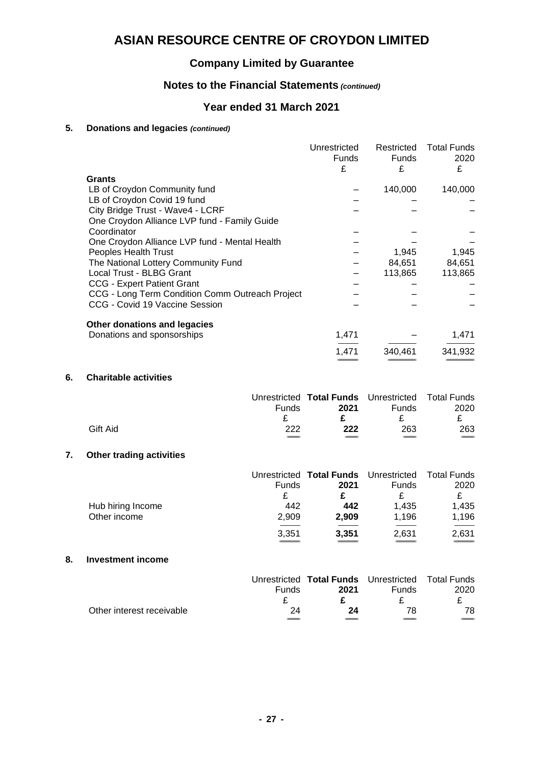# ASIAN RESOURCE CENTRE OF CROYDON LIMITED

## Company Limited by Guarantee

## Notes to the Financial Statements *(continued)*

## Year ended 31 March 2021

### 5. Donations and legacies *(continued)*

| | Unrestricted Funds £ | Restricted Funds £ | Total Funds 2020 £ |
|---|---|---|---|
| **Grants** | | | |
| LB of Croydon Community fund | – | 140,000 | 140,000 |
| LB of Croydon Covid 19 fund | – | – | – |
| City Bridge Trust - Wave4 - LCRF | – | – | – |
| One Croydon Alliance LVP fund - Family Guide Coordinator | – | – | – |
| One Croydon Alliance LVP fund - Mental Health | – | – | – |
| Peoples Health Trust | – | 1,945 | 1,945 |
| The National Lottery Community Fund | – | 84,651 | 84,651 |
| Local Trust - BLBG Grant | – | 113,865 | 113,865 |
| CCG - Expert Patient Grant | – | – | – |
| CCG - Long Term Condition Comm Outreach Project | – | – | – |
| CCG - Covid 19 Vaccine Session | – | – | – |
| **Other donations and legacies** | | | |
| Donations and sponsorships | 1,471 | – | 1,471 |
| | 1,471 | 340,461 | 341,932 |

### 6. Charitable activities

| | Unrestricted Funds £ | **Total Funds 2021 £** | Unrestricted Funds £ | Total Funds 2020 £ |
|---|---|---|---|---|
| Gift Aid | 222 | **222** | 263 | 263 |

### 7. Other trading activities

| | Unrestricted Funds £ | **Total Funds 2021 £** | Unrestricted Funds £ | Total Funds 2020 £ |
|---|---|---|---|---|
| Hub hiring Income | 442 | **442** | 1,435 | 1,435 |
| Other income | 2,909 | **2,909** | 1,196 | 1,196 |
| | 3,351 | **3,351** | 2,631 | 2,631 |

### 8. Investment income

| | Unrestricted Funds £ | **Total Funds 2021 £** | Unrestricted Funds £ | Total Funds 2020 £ |
|---|---|---|---|---|
| Other interest receivable | 24 | **24** | 78 | 78 |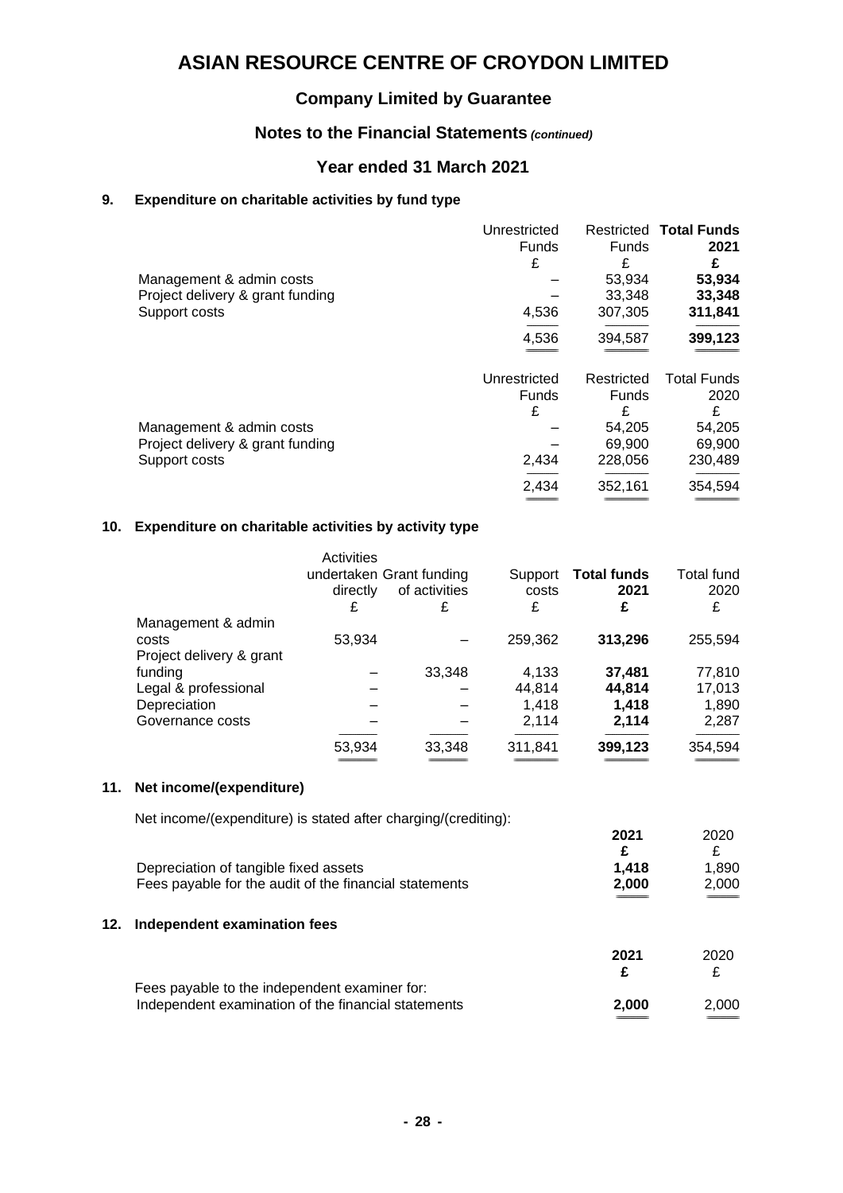# ASIAN RESOURCE CENTRE OF CROYDON LIMITED

## Company Limited by Guarantee

## Notes to the Financial Statements *(continued)*

## Year ended 31 March 2021

### 9. Expenditure on charitable activities by fund type

| | Unrestricted Funds £ | Restricted Funds £ | **Total Funds 2021 £** |
|---|---|---|---|
| Management & admin costs | – | 53,934 | **53,934** |
| Project delivery & grant funding | – | 33,348 | **33,348** |
| Support costs | 4,536 | 307,305 | **311,841** |
| | 4,536 | 394,587 | **399,123** |

| | Unrestricted Funds £ | Restricted Funds £ | Total Funds 2020 £ |
|---|---|---|---|
| Management & admin costs | – | 54,205 | 54,205 |
| Project delivery & grant funding | – | 69,900 | 69,900 |
| Support costs | 2,434 | 228,056 | 230,489 |
| | 2,434 | 352,161 | 354,594 |

### 10. Expenditure on charitable activities by activity type

| | Activities undertaken directly £ | Grant funding of activities £ | Support costs £ | **Total funds 2021 £** | Total fund 2020 £ |
|---|---|---|---|---|---|
| Management & admin costs | 53,934 | – | 259,362 | **313,296** | 255,594 |
| Project delivery & grant funding | – | 33,348 | 4,133 | **37,481** | 77,810 |
| Legal & professional | – | – | 44,814 | **44,814** | 17,013 |
| Depreciation | – | – | 1,418 | **1,418** | 1,890 |
| Governance costs | – | – | 2,114 | **2,114** | 2,287 |
| | 53,934 | 33,348 | 311,841 | **399,123** | 354,594 |

### 11. Net income/(expenditure)

Net income/(expenditure) is stated after charging/(crediting):

| | **2021 £** | 2020 £ |
|---|---|---|
| Depreciation of tangible fixed assets | **1,418** | 1,890 |
| Fees payable for the audit of the financial statements | **2,000** | 2,000 |

### 12. Independent examination fees

| | **2021 £** | 2020 £ |
|---|---|---|
| Fees payable to the independent examiner for: | | |
| Independent examination of the financial statements | **2,000** | 2,000 |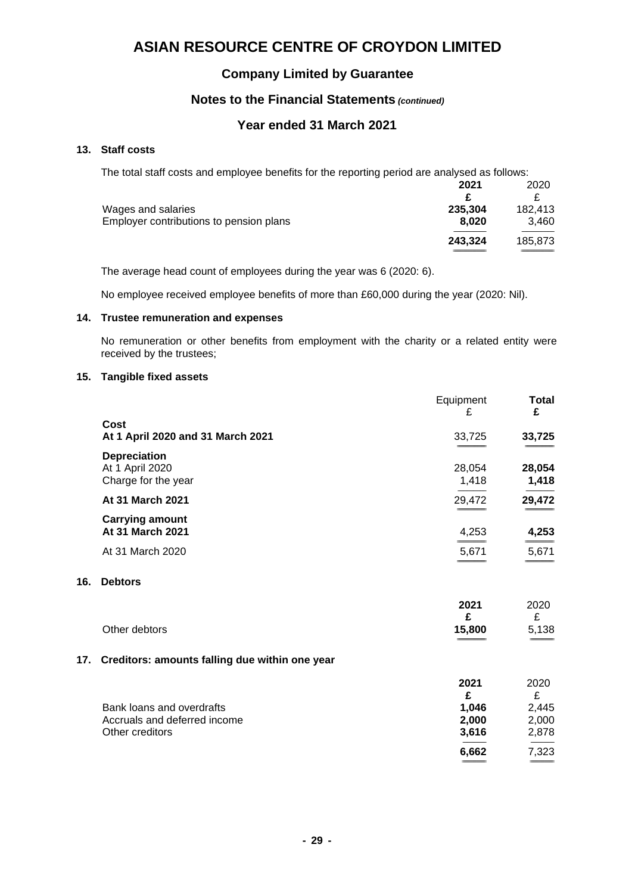# ASIAN RESOURCE CENTRE OF CROYDON LIMITED

## Company Limited by Guarantee

## Notes to the Financial Statements *(continued)*

## Year ended 31 March 2021

### 13. Staff costs

The total staff costs and employee benefits for the reporting period are analysed as follows:

| | **2021** | 2020 |
|---|---|---|
| | **£** | £ |
| Wages and salaries | **235,304** | 182,413 |
| Employer contributions to pension plans | **8,020** | 3,460 |
| | **243,324** | 185,873 |

The average head count of employees during the year was 6 (2020: 6).

No employee received employee benefits of more than £60,000 during the year (2020: Nil).

### 14. Trustee remuneration and expenses

No remuneration or other benefits from employment with the charity or a related entity were received by the trustees;

### 15. Tangible fixed assets

| | Equipment £ | **Total £** |
|---|---|---|
| **Cost** | | |
| **At 1 April 2020 and 31 March 2021** | 33,725 | **33,725** |
| **Depreciation** | | |
| At 1 April 2020 | 28,054 | **28,054** |
| Charge for the year | 1,418 | **1,418** |
| **At 31 March 2021** | 29,472 | **29,472** |
| **Carrying amount** | | |
| **At 31 March 2021** | 4,253 | **4,253** |
| At 31 March 2020 | 5,671 | 5,671 |

### 16. Debtors

| | **2021** | 2020 |
|---|---|---|
| | **£** | £ |
| Other debtors | **15,800** | 5,138 |

### 17. Creditors: amounts falling due within one year

| | **2021** | 2020 |
|---|---|---|
| | **£** | £ |
| Bank loans and overdrafts | **1,046** | 2,445 |
| Accruals and deferred income | **2,000** | 2,000 |
| Other creditors | **3,616** | 2,878 |
| | **6,662** | 7,323 |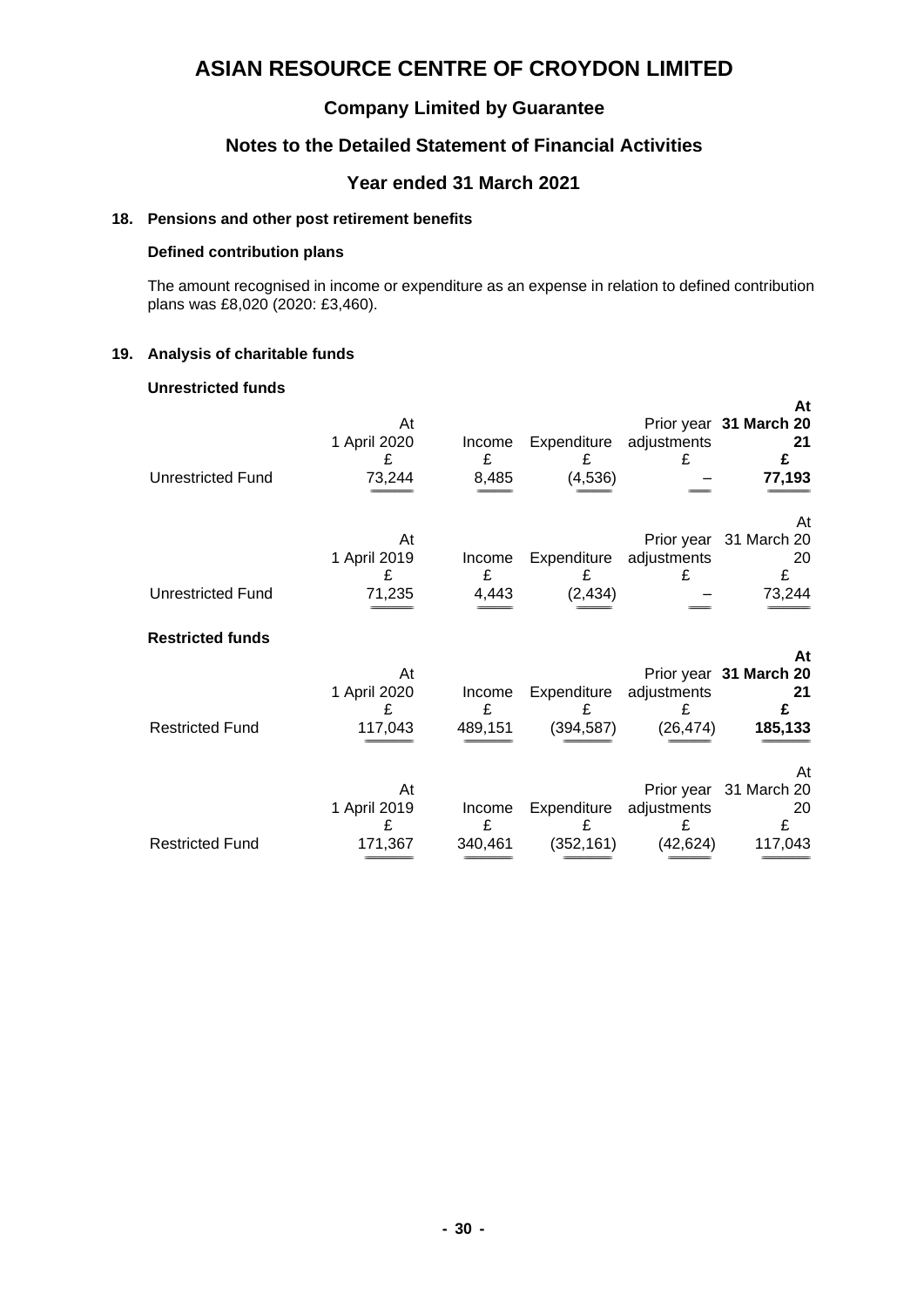# ASIAN RESOURCE CENTRE OF CROYDON LIMITED

## Company Limited by Guarantee

## Notes to the Detailed Statement of Financial Activities

## Year ended 31 March 2021

### 18. Pensions and other post retirement benefits

**Defined contribution plans**

The amount recognised in income or expenditure as an expense in relation to defined contribution plans was £8,020 (2020: £3,460).

### 19. Analysis of charitable funds

**Unrestricted funds**

| | At 1 April 2020 | Income | Expenditure | Prior year adjustments | **At 31 March 2021** |
|---|---|---|---|---|---|
| | £ | £ | £ | £ | **£** |
| Unrestricted Fund | 73,244 | 8,485 | (4,536) | – | **77,193** |

| | At 1 April 2019 | Income | Expenditure | Prior year adjustments | At 31 March 2020 |
|---|---|---|---|---|---|
| | £ | £ | £ | £ | £ |
| Unrestricted Fund | 71,235 | 4,443 | (2,434) | – | 73,244 |

**Restricted funds**

| | At 1 April 2020 | Income | Expenditure | Prior year adjustments | **At 31 March 2021** |
|---|---|---|---|---|---|
| | £ | £ | £ | £ | **£** |
| Restricted Fund | 117,043 | 489,151 | (394,587) | (26,474) | **185,133** |

| | At 1 April 2019 | Income | Expenditure | Prior year adjustments | At 31 March 2020 |
|---|---|---|---|---|---|
| | £ | £ | £ | £ | £ |
| Restricted Fund | 171,367 | 340,461 | (352,161) | (42,624) | 117,043 |